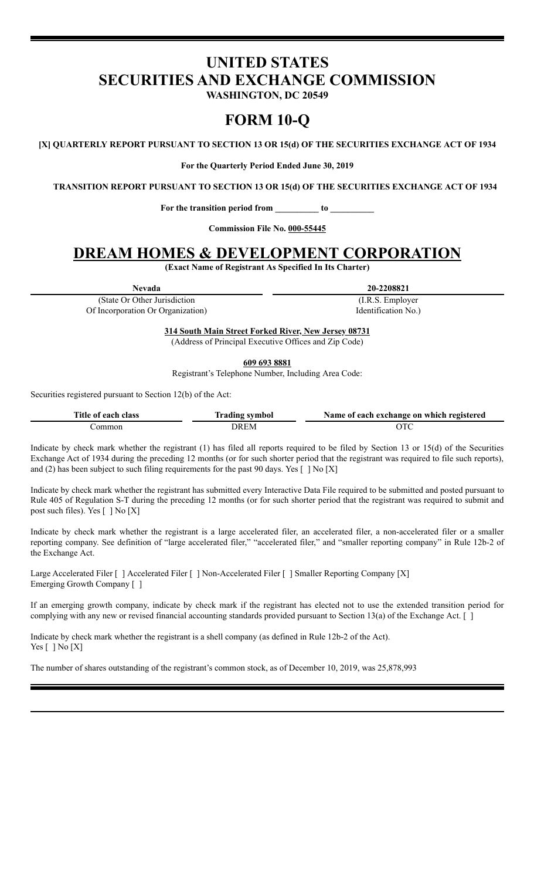# UNITED STATES
# SECURITIES AND EXCHANGE COMMISSION

**WASHINGTON, DC 20549**

# FORM 10-Q

**[X] QUARTERLY REPORT PURSUANT TO SECTION 13 OR 15(d) OF THE SECURITIES EXCHANGE ACT OF 1934**

**For the Quarterly Period Ended June 30, 2019**

**TRANSITION REPORT PURSUANT TO SECTION 13 OR 15(d) OF THE SECURITIES EXCHANGE ACT OF 1934**

**For the transition period from __________ to __________**

**Commission File No. 000-55445**

# DREAM HOMES & DEVELOPMENT CORPORATION

**(Exact Name of Registrant As Specified In Its Charter)**

| **Nevada** | **20-2208821** |
|---|---|
| (State Or Other Jurisdiction Of Incorporation Or Organization) | (I.R.S. Employer Identification No.) |

**314 South Main Street Forked River, New Jersey 08731**
(Address of Principal Executive Offices and Zip Code)

**609 693 8881**
Registrant's Telephone Number, Including Area Code:

Securities registered pursuant to Section 12(b) of the Act:

| Title of each class | Trading symbol | Name of each exchange on which registered |
|---|---|---|
| Common | DREM | OTC |

Indicate by check mark whether the registrant (1) has filed all reports required to be filed by Section 13 or 15(d) of the Securities Exchange Act of 1934 during the preceding 12 months (or for such shorter period that the registrant was required to file such reports), and (2) has been subject to such filing requirements for the past 90 days. Yes [ ] No [X]

Indicate by check mark whether the registrant has submitted every Interactive Data File required to be submitted and posted pursuant to Rule 405 of Regulation S-T during the preceding 12 months (or for such shorter period that the registrant was required to submit and post such files). Yes [ ] No [X]

Indicate by check mark whether the registrant is a large accelerated filer, an accelerated filer, a non-accelerated filer or a smaller reporting company. See definition of "large accelerated filer," "accelerated filer," and "smaller reporting company" in Rule 12b-2 of the Exchange Act.

Large Accelerated Filer [ ] Accelerated Filer [ ] Non-Accelerated Filer [ ] Smaller Reporting Company [X]
Emerging Growth Company [ ]

If an emerging growth company, indicate by check mark if the registrant has elected not to use the extended transition period for complying with any new or revised financial accounting standards provided pursuant to Section 13(a) of the Exchange Act. [ ]

Indicate by check mark whether the registrant is a shell company (as defined in Rule 12b-2 of the Act).
Yes [ ] No [X]

The number of shares outstanding of the registrant's common stock, as of December 10, 2019, was 25,878,993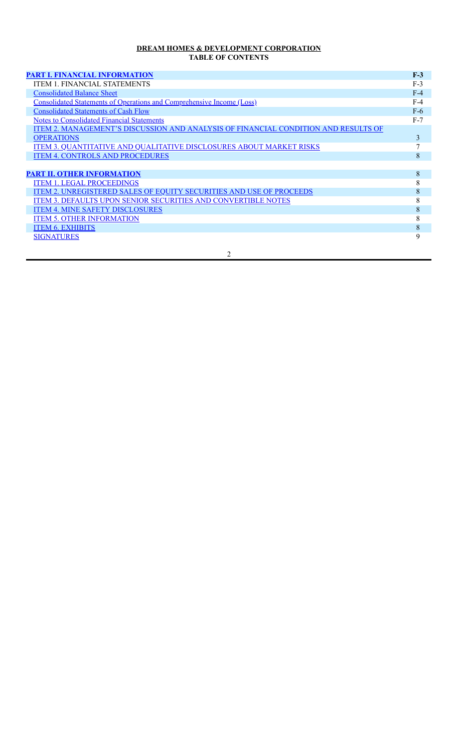**DREAM HOMES & DEVELOPMENT CORPORATION**
**TABLE OF CONTENTS**

| | |
|---|---|
| **PART I. FINANCIAL INFORMATION** | **F-3** |
| ITEM 1. FINANCIAL STATEMENTS | F-3 |
| Consolidated Balance Sheet | F-4 |
| Consolidated Statements of Operations and Comprehensive Income (Loss) | F-4 |
| Consolidated Statements of Cash Flow | F-6 |
| Notes to Consolidated Financial Statements | F-7 |
| ITEM 2. MANAGEMENT'S DISCUSSION AND ANALYSIS OF FINANCIAL CONDITION AND RESULTS OF OPERATIONS | 3 |
| ITEM 3. QUANTITATIVE AND QUALITATIVE DISCLOSURES ABOUT MARKET RISKS | 7 |
| ITEM 4. CONTROLS AND PROCEDURES | 8 |
| | |
| **PART II. OTHER INFORMATION** | 8 |
| ITEM 1. LEGAL PROCEEDINGS | 8 |
| ITEM 2. UNREGISTERED SALES OF EQUITY SECURITIES AND USE OF PROCEEDS | 8 |
| ITEM 3. DEFAULTS UPON SENIOR SECURITIES AND CONVERTIBLE NOTES | 8 |
| ITEM 4. MINE SAFETY DISCLOSURES | 8 |
| ITEM 5. OTHER INFORMATION | 8 |
| ITEM 6. EXHIBITS | 8 |
| SIGNATURES | 9 |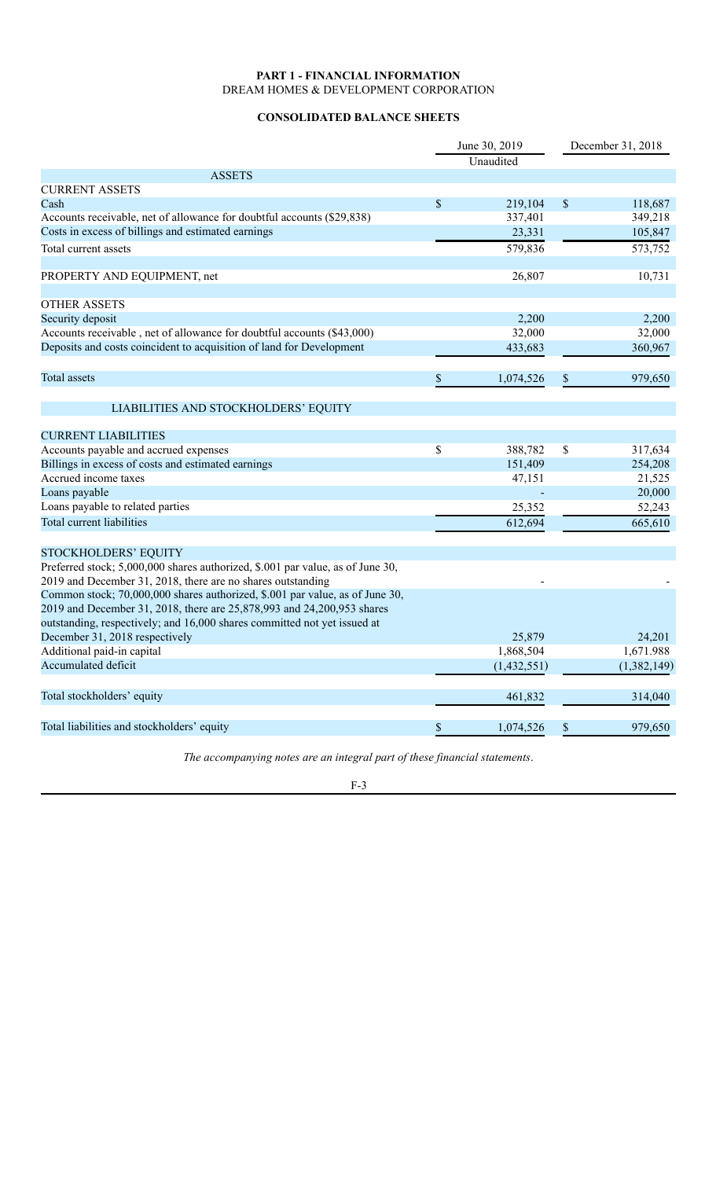**PART 1 - FINANCIAL INFORMATION**

DREAM HOMES & DEVELOPMENT CORPORATION

**CONSOLIDATED BALANCE SHEETS**

| | June 30, 2019 Unaudited | December 31, 2018 |
|---|---|---|
| **ASSETS** | | |
| CURRENT ASSETS | | |
| Cash | $ 219,104 | $ 118,687 |
| Accounts receivable, net of allowance for doubtful accounts ($29,838) | 337,401 | 349,218 |
| Costs in excess of billings and estimated earnings | 23,331 | 105,847 |
| Total current assets | 579,836 | 573,752 |
| | | |
| PROPERTY AND EQUIPMENT, net | 26,807 | 10,731 |
| | | |
| OTHER ASSETS | | |
| Security deposit | 2,200 | 2,200 |
| Accounts receivable , net of allowance for doubtful accounts ($43,000) | 32,000 | 32,000 |
| Deposits and costs coincident to acquisition of land for Development | 433,683 | 360,967 |
| | | |
| Total assets | $ 1,074,526 | $ 979,650 |
| | | |
| **LIABILITIES AND STOCKHOLDERS' EQUITY** | | |
| | | |
| CURRENT LIABILITIES | | |
| Accounts payable and accrued expenses | $ 388,782 | $ 317,634 |
| Billings in excess of costs and estimated earnings | 151,409 | 254,208 |
| Accrued income taxes | 47,151 | 21,525 |
| Loans payable | - | 20,000 |
| Loans payable to related parties | 25,352 | 52,243 |
| Total current liabilities | 612,694 | 665,610 |
| | | |
| STOCKHOLDERS' EQUITY | | |
| Preferred stock; 5,000,000 shares authorized, $.001 par value, as of June 30, 2019 and December 31, 2018, there are no shares outstanding | - | - |
| Common stock; 70,000,000 shares authorized, $.001 par value, as of June 30, 2019 and December 31, 2018, there are 25,878,993 and 24,200,953 shares outstanding, respectively; and 16,000 shares committed not yet issued at December 31, 2018 respectively | 25,879 | 24,201 |
| Additional paid-in capital | 1,868,504 | 1,671.988 |
| Accumulated deficit | (1,432,551) | (1,382,149) |
| | | |
| Total stockholders' equity | 461,832 | 314,040 |
| | | |
| Total liabilities and stockholders' equity | $ 1,074,526 | $ 979,650 |

*The accompanying notes are an integral part of these financial statements.*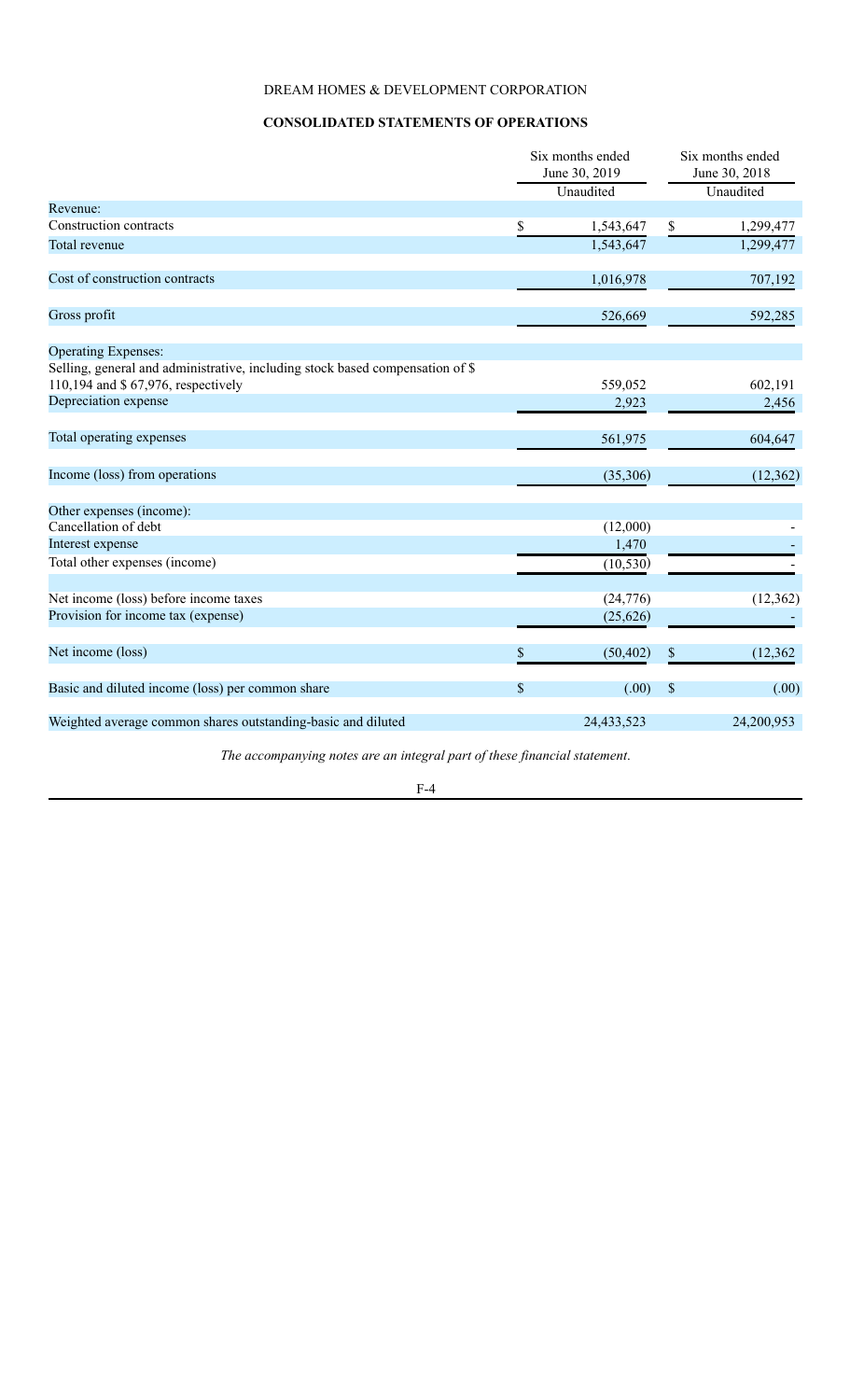DREAM HOMES & DEVELOPMENT CORPORATION

## CONSOLIDATED STATEMENTS OF OPERATIONS

| | Six months ended June 30, 2019 | Six months ended June 30, 2018 |
|---|---|---|
| | Unaudited | Unaudited |
| Revenue: | | |
| Construction contracts | $ 1,543,647 | $ 1,299,477 |
| Total revenue | 1,543,647 | 1,299,477 |
| Cost of construction contracts | 1,016,978 | 707,192 |
| Gross profit | 526,669 | 592,285 |
| Operating Expenses: | | |
| Selling, general and administrative, including stock based compensation of $ 110,194 and $ 67,976, respectively | 559,052 | 602,191 |
| Depreciation expense | 2,923 | 2,456 |
| Total operating expenses | 561,975 | 604,647 |
| Income (loss) from operations | (35,306) | (12,362) |
| Other expenses (income): | | |
| Cancellation of debt | (12,000) | - |
| Interest expense | 1,470 | - |
| Total other expenses (income) | (10,530) | - |
| Net income (loss) before income taxes | (24,776) | (12,362) |
| Provision for income tax (expense) | (25,626) | - |
| Net income (loss) | $ (50,402) | $ (12,362 |
| Basic and diluted income (loss) per common share | $ (.00) | $ (.00) |
| Weighted average common shares outstanding-basic and diluted | 24,433,523 | 24,200,953 |

*The accompanying notes are an integral part of these financial statement.*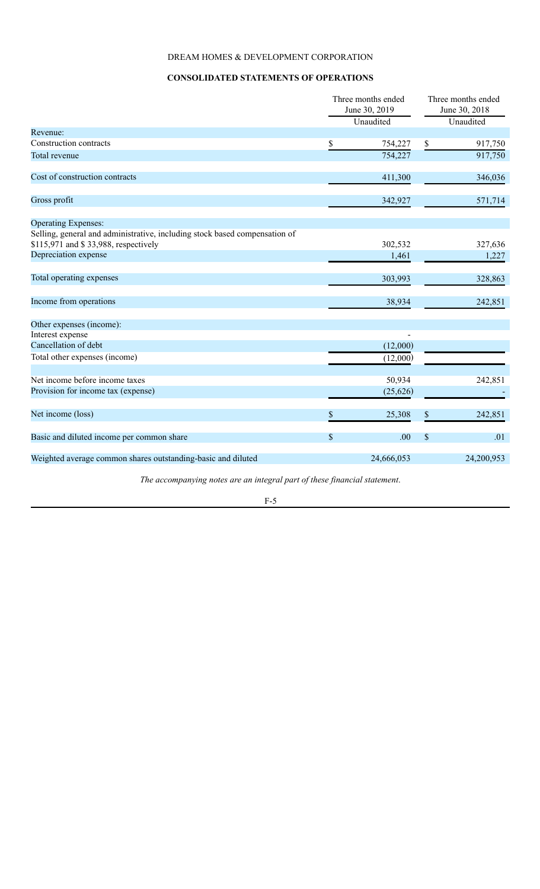DREAM HOMES & DEVELOPMENT CORPORATION

**CONSOLIDATED STATEMENTS OF OPERATIONS**

| | Three months ended June 30, 2019 | Three months ended June 30, 2018 |
|---|---|---|
| | Unaudited | Unaudited |
| Revenue: | | |
| Construction contracts | $ 754,227 | $ 917,750 |
| Total revenue | 754,227 | 917,750 |
| | | |
| Cost of construction contracts | 411,300 | 346,036 |
| | | |
| Gross profit | 342,927 | 571,714 |
| | | |
| Operating Expenses: | | |
| Selling, general and administrative, including stock based compensation of $115,971 and $ 33,988, respectively | 302,532 | 327,636 |
| Depreciation expense | 1,461 | 1,227 |
| | | |
| Total operating expenses | 303,993 | 328,863 |
| | | |
| Income from operations | 38,934 | 242,851 |
| | | |
| Other expenses (income): | | |
| Interest expense | - | |
| Cancellation of debt | (12,000) | |
| Total other expenses (income) | (12,000) | |
| | | |
| Net income before income taxes | 50,934 | 242,851 |
| Provision for income tax (expense) | (25,626) | - |
| | | |
| Net income (loss) | $ 25,308 | $ 242,851 |
| | | |
| Basic and diluted income per common share | $ .00 | $ .01 |
| | | |
| Weighted average common shares outstanding-basic and diluted | 24,666,053 | 24,200,953 |

*The accompanying notes are an integral part of these financial statement.*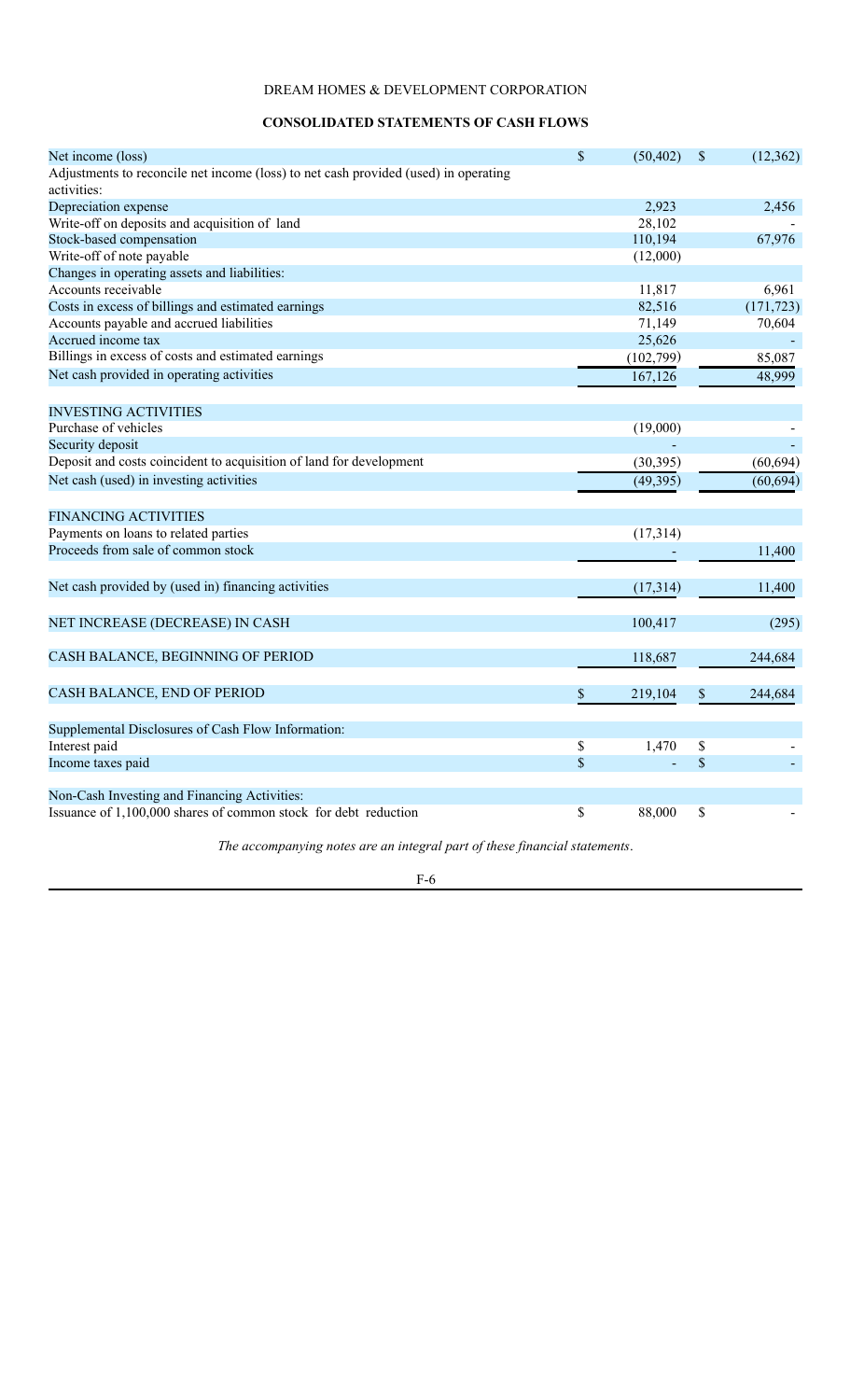DREAM HOMES & DEVELOPMENT CORPORATION

## CONSOLIDATED STATEMENTS OF CASH FLOWS

| | | |
|---|---|---|
| Net income (loss) | $ (50,402) | $ (12,362) |
| Adjustments to reconcile net income (loss) to net cash provided (used) in operating activities: | | |
| Depreciation expense | 2,923 | 2,456 |
| Write-off on deposits and acquisition of land | 28,102 | - |
| Stock-based compensation | 110,194 | 67,976 |
| Write-off of note payable | (12,000) | |
| Changes in operating assets and liabilities: | | |
| Accounts receivable | 11,817 | 6,961 |
| Costs in excess of billings and estimated earnings | 82,516 | (171,723) |
| Accounts payable and accrued liabilities | 71,149 | 70,604 |
| Accrued income tax | 25,626 | - |
| Billings in excess of costs and estimated earnings | (102,799) | 85,087 |
| Net cash provided in operating activities | 167,126 | 48,999 |
| | | |
| INVESTING ACTIVITIES | | |
| Purchase of vehicles | (19,000) | - |
| Security deposit | - | - |
| Deposit and costs coincident to acquisition of land for development | (30,395) | (60,694) |
| Net cash (used) in investing activities | (49,395) | (60,694) |
| | | |
| FINANCING ACTIVITIES | | |
| Payments on loans to related parties | (17,314) | |
| Proceeds from sale of common stock | - | 11,400 |
| | | |
| Net cash provided by (used in) financing activities | (17,314) | 11,400 |
| | | |
| NET INCREASE (DECREASE) IN CASH | 100,417 | (295) |
| | | |
| CASH BALANCE, BEGINNING OF PERIOD | 118,687 | 244,684 |
| | | |
| CASH BALANCE, END OF PERIOD | $ 219,104 | $ 244,684 |
| | | |
| Supplemental Disclosures of Cash Flow Information: | | |
| Interest paid | $ 1,470 | $ - |
| Income taxes paid | $ - | $ - |
| | | |
| Non-Cash Investing and Financing Activities: | | |
| Issuance of 1,100,000 shares of common stock for debt reduction | $ 88,000 | $ - |

*The accompanying notes are an integral part of these financial statements.*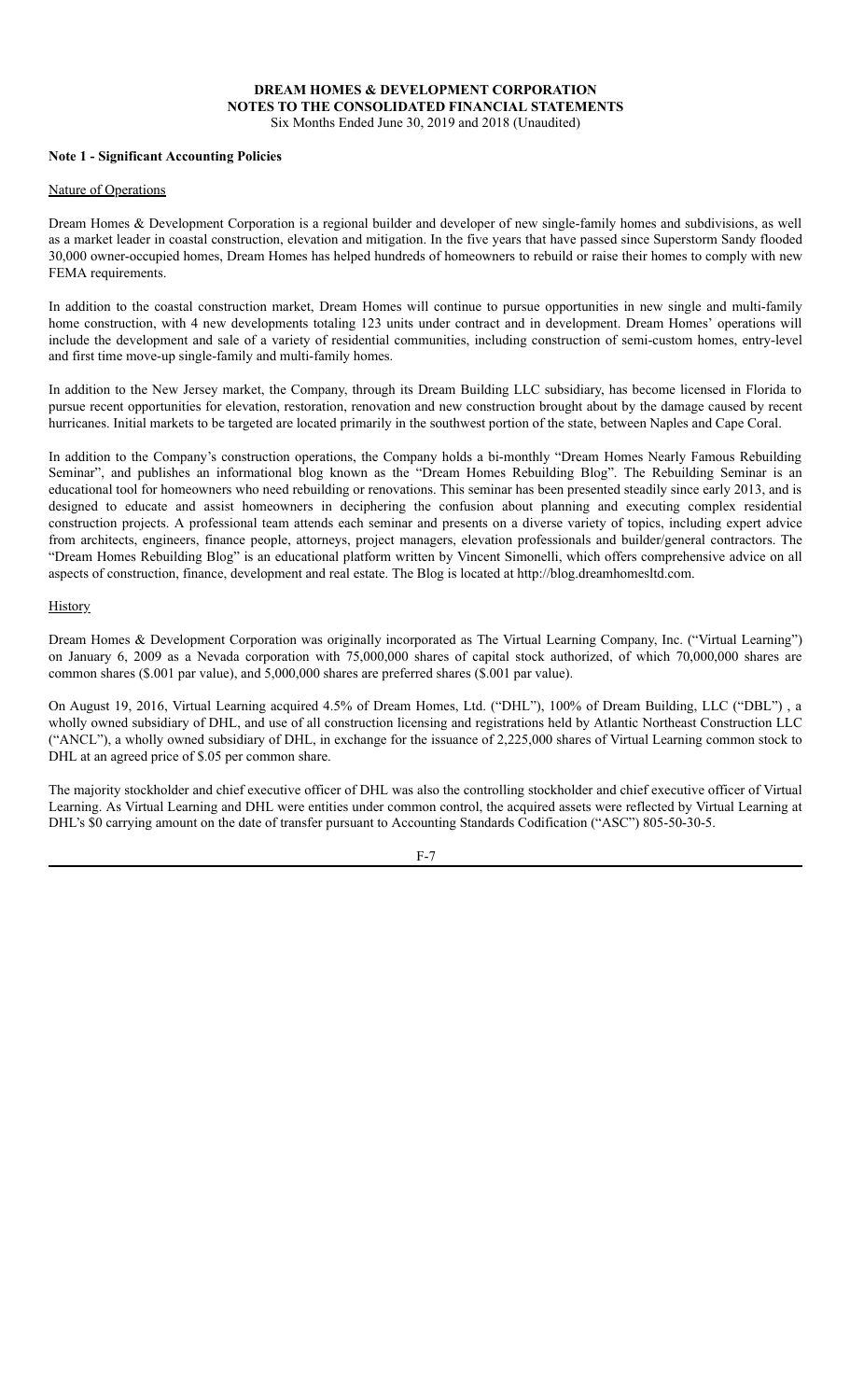# DREAM HOMES & DEVELOPMENT CORPORATION
## NOTES TO THE CONSOLIDATED FINANCIAL STATEMENTS
Six Months Ended June 30, 2019 and 2018 (Unaudited)

**Note 1 - Significant Accounting Policies**

Nature of Operations

Dream Homes & Development Corporation is a regional builder and developer of new single-family homes and subdivisions, as well as a market leader in coastal construction, elevation and mitigation. In the five years that have passed since Superstorm Sandy flooded 30,000 owner-occupied homes, Dream Homes has helped hundreds of homeowners to rebuild or raise their homes to comply with new FEMA requirements.

In addition to the coastal construction market, Dream Homes will continue to pursue opportunities in new single and multi-family home construction, with 4 new developments totaling 123 units under contract and in development. Dream Homes' operations will include the development and sale of a variety of residential communities, including construction of semi-custom homes, entry-level and first time move-up single-family and multi-family homes.

In addition to the New Jersey market, the Company, through its Dream Building LLC subsidiary, has become licensed in Florida to pursue recent opportunities for elevation, restoration, renovation and new construction brought about by the damage caused by recent hurricanes. Initial markets to be targeted are located primarily in the southwest portion of the state, between Naples and Cape Coral.

In addition to the Company's construction operations, the Company holds a bi-monthly "Dream Homes Nearly Famous Rebuilding Seminar", and publishes an informational blog known as the "Dream Homes Rebuilding Blog". The Rebuilding Seminar is an educational tool for homeowners who need rebuilding or renovations. This seminar has been presented steadily since early 2013, and is designed to educate and assist homeowners in deciphering the confusion about planning and executing complex residential construction projects. A professional team attends each seminar and presents on a diverse variety of topics, including expert advice from architects, engineers, finance people, attorneys, project managers, elevation professionals and builder/general contractors. The "Dream Homes Rebuilding Blog" is an educational platform written by Vincent Simonelli, which offers comprehensive advice on all aspects of construction, finance, development and real estate. The Blog is located at http://blog.dreamhomesltd.com.

History

Dream Homes & Development Corporation was originally incorporated as The Virtual Learning Company, Inc. ("Virtual Learning") on January 6, 2009 as a Nevada corporation with 75,000,000 shares of capital stock authorized, of which 70,000,000 shares are common shares ($.001 par value), and 5,000,000 shares are preferred shares ($.001 par value).

On August 19, 2016, Virtual Learning acquired 4.5% of Dream Homes, Ltd. ("DHL"), 100% of Dream Building, LLC ("DBL") , a wholly owned subsidiary of DHL, and use of all construction licensing and registrations held by Atlantic Northeast Construction LLC ("ANCL"), a wholly owned subsidiary of DHL, in exchange for the issuance of 2,225,000 shares of Virtual Learning common stock to DHL at an agreed price of $.05 per common share.

The majority stockholder and chief executive officer of DHL was also the controlling stockholder and chief executive officer of Virtual Learning. As Virtual Learning and DHL were entities under common control, the acquired assets were reflected by Virtual Learning at DHL's $0 carrying amount on the date of transfer pursuant to Accounting Standards Codification ("ASC") 805-50-30-5.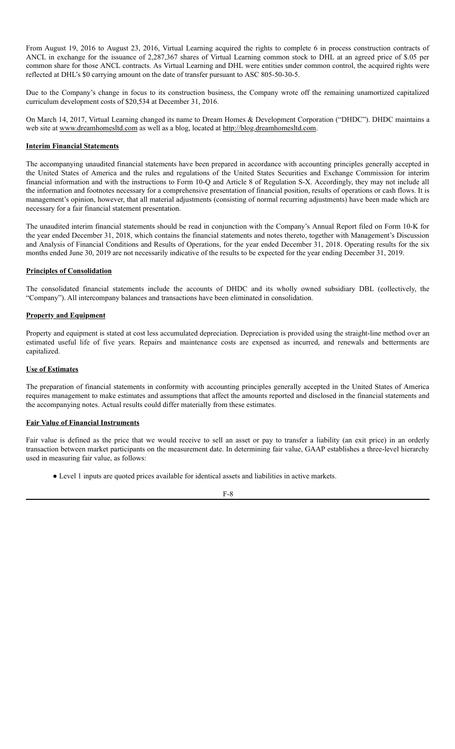From August 19, 2016 to August 23, 2016, Virtual Learning acquired the rights to complete 6 in process construction contracts of ANCL in exchange for the issuance of 2,287,367 shares of Virtual Learning common stock to DHL at an agreed price of $.05 per common share for those ANCL contracts. As Virtual Learning and DHL were entities under common control, the acquired rights were reflected at DHL's $0 carrying amount on the date of transfer pursuant to ASC 805-50-30-5.

Due to the Company's change in focus to its construction business, the Company wrote off the remaining unamortized capitalized curriculum development costs of $20,534 at December 31, 2016.

On March 14, 2017, Virtual Learning changed its name to Dream Homes & Development Corporation ("DHDC"). DHDC maintains a web site at www.dreamhomesltd.com as well as a blog, located at http://blog.dreamhomesltd.com.

**Interim Financial Statements**

The accompanying unaudited financial statements have been prepared in accordance with accounting principles generally accepted in the United States of America and the rules and regulations of the United States Securities and Exchange Commission for interim financial information and with the instructions to Form 10-Q and Article 8 of Regulation S-X. Accordingly, they may not include all the information and footnotes necessary for a comprehensive presentation of financial position, results of operations or cash flows. It is management's opinion, however, that all material adjustments (consisting of normal recurring adjustments) have been made which are necessary for a fair financial statement presentation.

The unaudited interim financial statements should be read in conjunction with the Company's Annual Report filed on Form 10-K for the year ended December 31, 2018, which contains the financial statements and notes thereto, together with Management's Discussion and Analysis of Financial Conditions and Results of Operations, for the year ended December 31, 2018. Operating results for the six months ended June 30, 2019 are not necessarily indicative of the results to be expected for the year ending December 31, 2019.

**Principles of Consolidation**

The consolidated financial statements include the accounts of DHDC and its wholly owned subsidiary DBL (collectively, the "Company"). All intercompany balances and transactions have been eliminated in consolidation.

**Property and Equipment**

Property and equipment is stated at cost less accumulated depreciation. Depreciation is provided using the straight-line method over an estimated useful life of five years. Repairs and maintenance costs are expensed as incurred, and renewals and betterments are capitalized.

**Use of Estimates**

The preparation of financial statements in conformity with accounting principles generally accepted in the United States of America requires management to make estimates and assumptions that affect the amounts reported and disclosed in the financial statements and the accompanying notes. Actual results could differ materially from these estimates.

**Fair Value of Financial Instruments**

Fair value is defined as the price that we would receive to sell an asset or pay to transfer a liability (an exit price) in an orderly transaction between market participants on the measurement date. In determining fair value, GAAP establishes a three-level hierarchy used in measuring fair value, as follows:

- Level 1 inputs are quoted prices available for identical assets and liabilities in active markets.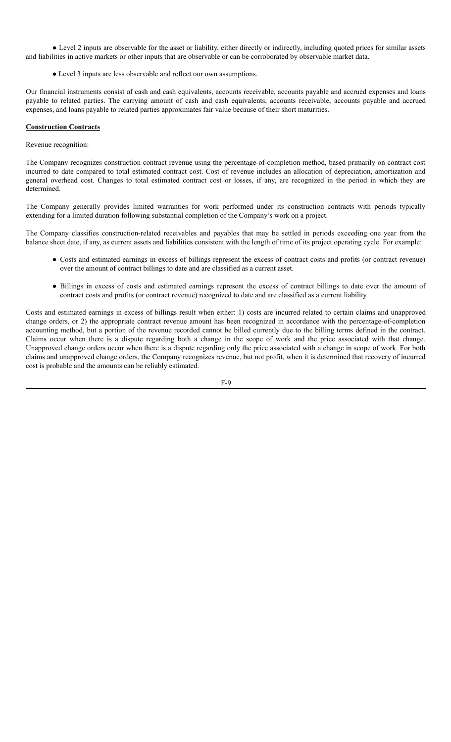- Level 2 inputs are observable for the asset or liability, either directly or indirectly, including quoted prices for similar assets and liabilities in active markets or other inputs that are observable or can be corroborated by observable market data.

- Level 3 inputs are less observable and reflect our own assumptions.

Our financial instruments consist of cash and cash equivalents, accounts receivable, accounts payable and accrued expenses and loans payable to related parties. The carrying amount of cash and cash equivalents, accounts receivable, accounts payable and accrued expenses, and loans payable to related parties approximates fair value because of their short maturities.

**Construction Contracts**

Revenue recognition:

The Company recognizes construction contract revenue using the percentage-of-completion method, based primarily on contract cost incurred to date compared to total estimated contract cost. Cost of revenue includes an allocation of depreciation, amortization and general overhead cost. Changes to total estimated contract cost or losses, if any, are recognized in the period in which they are determined.

The Company generally provides limited warranties for work performed under its construction contracts with periods typically extending for a limited duration following substantial completion of the Company's work on a project.

The Company classifies construction-related receivables and payables that may be settled in periods exceeding one year from the balance sheet date, if any, as current assets and liabilities consistent with the length of time of its project operating cycle. For example:

- Costs and estimated earnings in excess of billings represent the excess of contract costs and profits (or contract revenue) over the amount of contract billings to date and are classified as a current asset.

- Billings in excess of costs and estimated earnings represent the excess of contract billings to date over the amount of contract costs and profits (or contract revenue) recognized to date and are classified as a current liability.

Costs and estimated earnings in excess of billings result when either: 1) costs are incurred related to certain claims and unapproved change orders, or 2) the appropriate contract revenue amount has been recognized in accordance with the percentage-of-completion accounting method, but a portion of the revenue recorded cannot be billed currently due to the billing terms defined in the contract. Claims occur when there is a dispute regarding both a change in the scope of work and the price associated with that change. Unapproved change orders occur when there is a dispute regarding only the price associated with a change in scope of work. For both claims and unapproved change orders, the Company recognizes revenue, but not profit, when it is determined that recovery of incurred cost is probable and the amounts can be reliably estimated.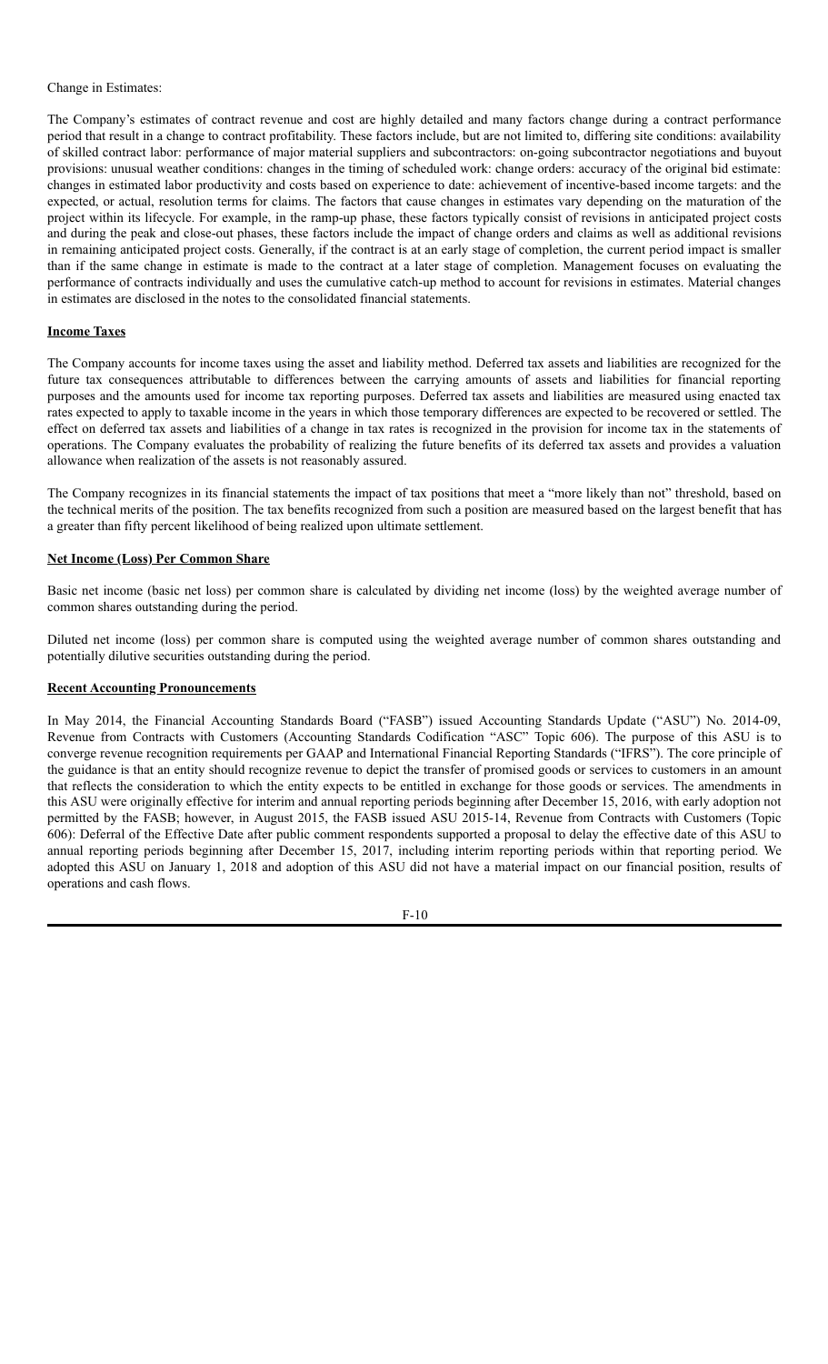Change in Estimates:

The Company's estimates of contract revenue and cost are highly detailed and many factors change during a contract performance period that result in a change to contract profitability. These factors include, but are not limited to, differing site conditions: availability of skilled contract labor: performance of major material suppliers and subcontractors: on-going subcontractor negotiations and buyout provisions: unusual weather conditions: changes in the timing of scheduled work: change orders: accuracy of the original bid estimate: changes in estimated labor productivity and costs based on experience to date: achievement of incentive-based income targets: and the expected, or actual, resolution terms for claims. The factors that cause changes in estimates vary depending on the maturation of the project within its lifecycle. For example, in the ramp-up phase, these factors typically consist of revisions in anticipated project costs and during the peak and close-out phases, these factors include the impact of change orders and claims as well as additional revisions in remaining anticipated project costs. Generally, if the contract is at an early stage of completion, the current period impact is smaller than if the same change in estimate is made to the contract at a later stage of completion. Management focuses on evaluating the performance of contracts individually and uses the cumulative catch-up method to account for revisions in estimates. Material changes in estimates are disclosed in the notes to the consolidated financial statements.

**Income Taxes**

The Company accounts for income taxes using the asset and liability method. Deferred tax assets and liabilities are recognized for the future tax consequences attributable to differences between the carrying amounts of assets and liabilities for financial reporting purposes and the amounts used for income tax reporting purposes. Deferred tax assets and liabilities are measured using enacted tax rates expected to apply to taxable income in the years in which those temporary differences are expected to be recovered or settled. The effect on deferred tax assets and liabilities of a change in tax rates is recognized in the provision for income tax in the statements of operations. The Company evaluates the probability of realizing the future benefits of its deferred tax assets and provides a valuation allowance when realization of the assets is not reasonably assured.

The Company recognizes in its financial statements the impact of tax positions that meet a "more likely than not" threshold, based on the technical merits of the position. The tax benefits recognized from such a position are measured based on the largest benefit that has a greater than fifty percent likelihood of being realized upon ultimate settlement.

**Net Income (Loss) Per Common Share**

Basic net income (basic net loss) per common share is calculated by dividing net income (loss) by the weighted average number of common shares outstanding during the period.

Diluted net income (loss) per common share is computed using the weighted average number of common shares outstanding and potentially dilutive securities outstanding during the period.

**Recent Accounting Pronouncements**

In May 2014, the Financial Accounting Standards Board ("FASB") issued Accounting Standards Update ("ASU") No. 2014-09, Revenue from Contracts with Customers (Accounting Standards Codification "ASC" Topic 606). The purpose of this ASU is to converge revenue recognition requirements per GAAP and International Financial Reporting Standards ("IFRS"). The core principle of the guidance is that an entity should recognize revenue to depict the transfer of promised goods or services to customers in an amount that reflects the consideration to which the entity expects to be entitled in exchange for those goods or services. The amendments in this ASU were originally effective for interim and annual reporting periods beginning after December 15, 2016, with early adoption not permitted by the FASB; however, in August 2015, the FASB issued ASU 2015-14, Revenue from Contracts with Customers (Topic 606): Deferral of the Effective Date after public comment respondents supported a proposal to delay the effective date of this ASU to annual reporting periods beginning after December 15, 2017, including interim reporting periods within that reporting period. We adopted this ASU on January 1, 2018 and adoption of this ASU did not have a material impact on our financial position, results of operations and cash flows.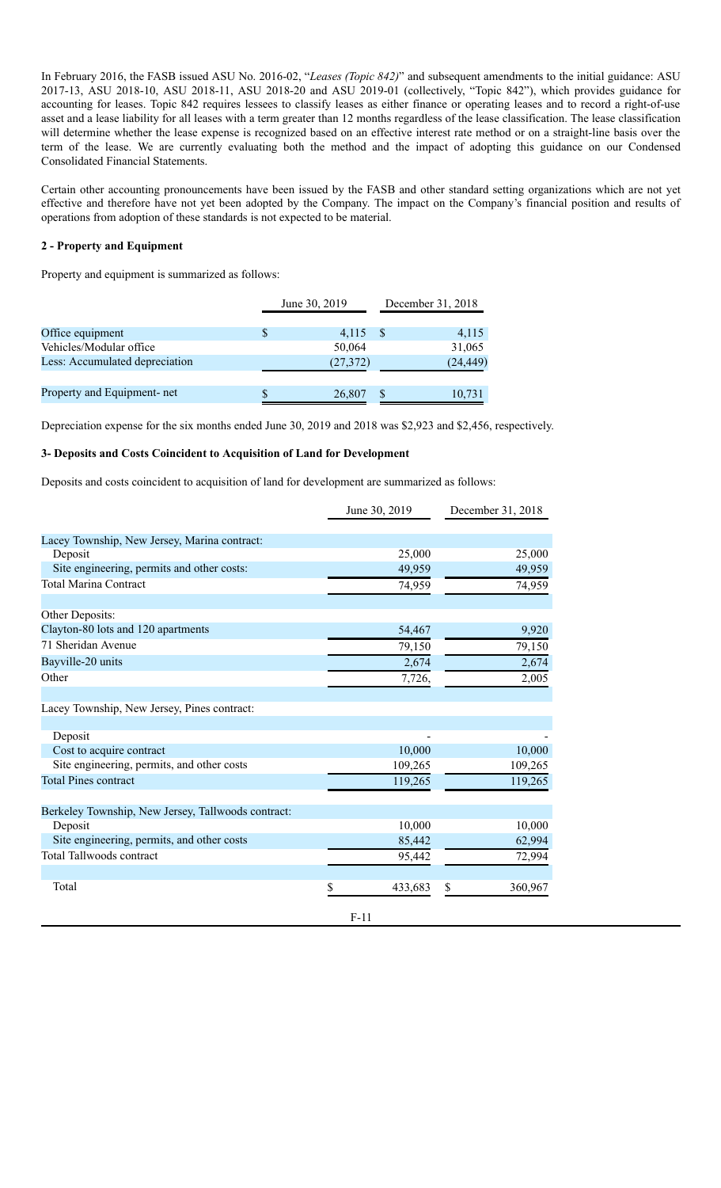In February 2016, the FASB issued ASU No. 2016-02, "*Leases (Topic 842)*" and subsequent amendments to the initial guidance: ASU 2017-13, ASU 2018-10, ASU 2018-11, ASU 2018-20 and ASU 2019-01 (collectively, "Topic 842"), which provides guidance for accounting for leases. Topic 842 requires lessees to classify leases as either finance or operating leases and to record a right-of-use asset and a lease liability for all leases with a term greater than 12 months regardless of the lease classification. The lease classification will determine whether the lease expense is recognized based on an effective interest rate method or on a straight-line basis over the term of the lease. We are currently evaluating both the method and the impact of adopting this guidance on our Condensed Consolidated Financial Statements.

Certain other accounting pronouncements have been issued by the FASB and other standard setting organizations which are not yet effective and therefore have not yet been adopted by the Company. The impact on the Company's financial position and results of operations from adoption of these standards is not expected to be material.

**2 - Property and Equipment**

Property and equipment is summarized as follows:

| | June 30, 2019 | December 31, 2018 |
|---|---|---|
| Office equipment | $ 4,115 | $ 4,115 |
| Vehicles/Modular office | 50,064 | 31,065 |
| Less: Accumulated depreciation | (27,372) | (24,449) |
| Property and Equipment- net | $ 26,807 | $ 10,731 |

Depreciation expense for the six months ended June 30, 2019 and 2018 was $2,923 and $2,456, respectively.

**3- Deposits and Costs Coincident to Acquisition of Land for Development**

Deposits and costs coincident to acquisition of land for development are summarized as follows:

| | June 30, 2019 | December 31, 2018 |
|---|---|---|
| Lacey Township, New Jersey, Marina contract: | | |
| Deposit | 25,000 | 25,000 |
| Site engineering, permits and other costs: | 49,959 | 49,959 |
| Total Marina Contract | 74,959 | 74,959 |
| | | |
| Other Deposits: | | |
| Clayton-80 lots and 120 apartments | 54,467 | 9,920 |
| 71 Sheridan Avenue | 79,150 | 79,150 |
| Bayville-20 units | 2,674 | 2,674 |
| Other | 7,726, | 2,005 |
| | | |
| Lacey Township, New Jersey, Pines contract: | | |
| Deposit | - | - |
| Cost to acquire contract | 10,000 | 10,000 |
| Site engineering, permits, and other costs | 109,265 | 109,265 |
| Total Pines contract | 119,265 | 119,265 |
| | | |
| Berkeley Township, New Jersey, Tallwoods contract: | | |
| Deposit | 10,000 | 10,000 |
| Site engineering, permits, and other costs | 85,442 | 62,994 |
| Total Tallwoods contract | 95,442 | 72,994 |
| | | |
| Total | $ 433,683 | $ 360,967 |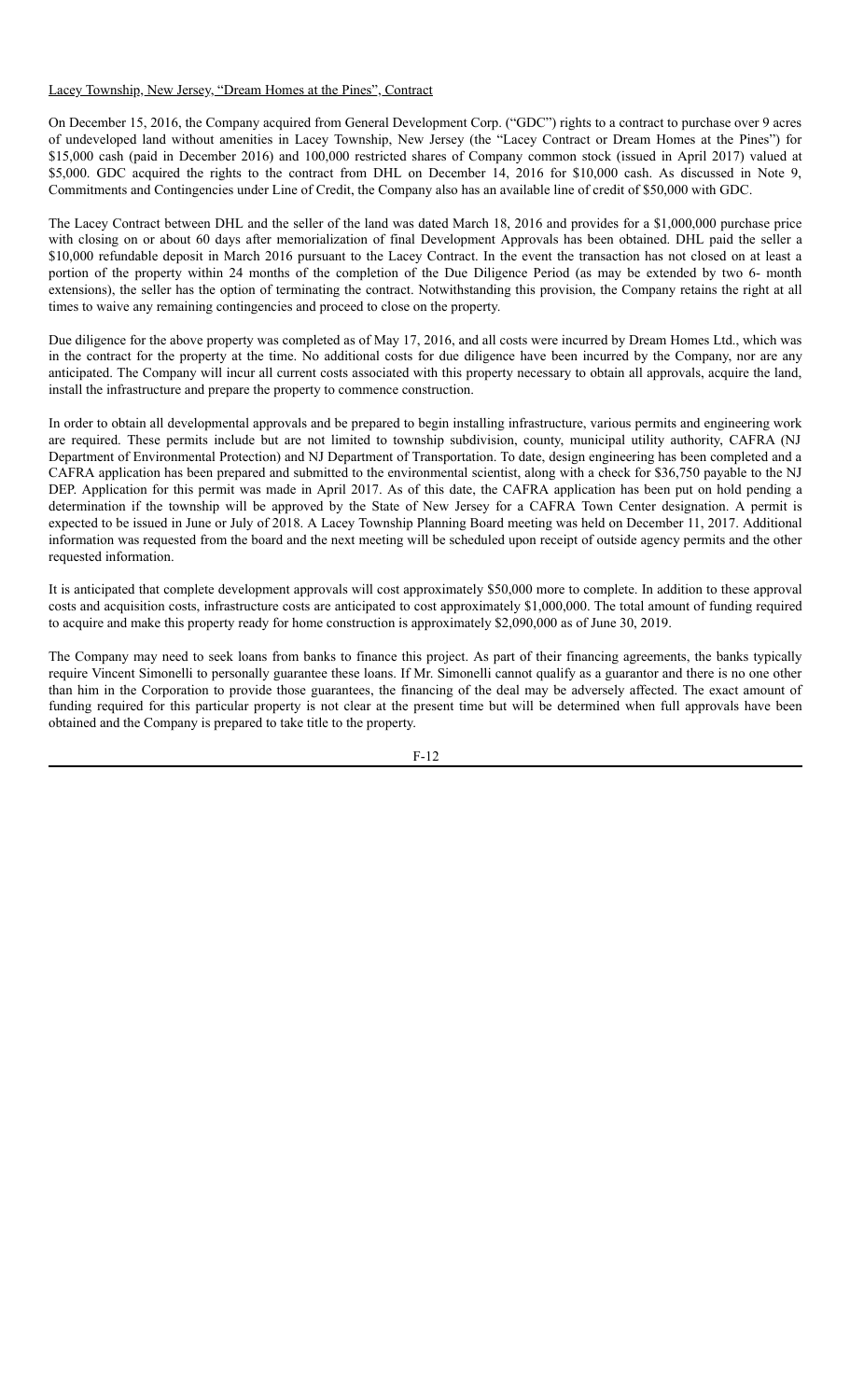Lacey Township, New Jersey, "Dream Homes at the Pines", Contract

On December 15, 2016, the Company acquired from General Development Corp. ("GDC") rights to a contract to purchase over 9 acres of undeveloped land without amenities in Lacey Township, New Jersey (the "Lacey Contract or Dream Homes at the Pines") for $15,000 cash (paid in December 2016) and 100,000 restricted shares of Company common stock (issued in April 2017) valued at $5,000. GDC acquired the rights to the contract from DHL on December 14, 2016 for $10,000 cash. As discussed in Note 9, Commitments and Contingencies under Line of Credit, the Company also has an available line of credit of $50,000 with GDC.

The Lacey Contract between DHL and the seller of the land was dated March 18, 2016 and provides for a $1,000,000 purchase price with closing on or about 60 days after memorialization of final Development Approvals has been obtained. DHL paid the seller a $10,000 refundable deposit in March 2016 pursuant to the Lacey Contract. In the event the transaction has not closed on at least a portion of the property within 24 months of the completion of the Due Diligence Period (as may be extended by two 6- month extensions), the seller has the option of terminating the contract. Notwithstanding this provision, the Company retains the right at all times to waive any remaining contingencies and proceed to close on the property.

Due diligence for the above property was completed as of May 17, 2016, and all costs were incurred by Dream Homes Ltd., which was in the contract for the property at the time. No additional costs for due diligence have been incurred by the Company, nor are any anticipated. The Company will incur all current costs associated with this property necessary to obtain all approvals, acquire the land, install the infrastructure and prepare the property to commence construction.

In order to obtain all developmental approvals and be prepared to begin installing infrastructure, various permits and engineering work are required. These permits include but are not limited to township subdivision, county, municipal utility authority, CAFRA (NJ Department of Environmental Protection) and NJ Department of Transportation. To date, design engineering has been completed and a CAFRA application has been prepared and submitted to the environmental scientist, along with a check for $36,750 payable to the NJ DEP. Application for this permit was made in April 2017. As of this date, the CAFRA application has been put on hold pending a determination if the township will be approved by the State of New Jersey for a CAFRA Town Center designation. A permit is expected to be issued in June or July of 2018. A Lacey Township Planning Board meeting was held on December 11, 2017. Additional information was requested from the board and the next meeting will be scheduled upon receipt of outside agency permits and the other requested information.

It is anticipated that complete development approvals will cost approximately $50,000 more to complete. In addition to these approval costs and acquisition costs, infrastructure costs are anticipated to cost approximately $1,000,000. The total amount of funding required to acquire and make this property ready for home construction is approximately $2,090,000 as of June 30, 2019.

The Company may need to seek loans from banks to finance this project. As part of their financing agreements, the banks typically require Vincent Simonelli to personally guarantee these loans. If Mr. Simonelli cannot qualify as a guarantor and there is no one other than him in the Corporation to provide those guarantees, the financing of the deal may be adversely affected. The exact amount of funding required for this particular property is not clear at the present time but will be determined when full approvals have been obtained and the Company is prepared to take title to the property.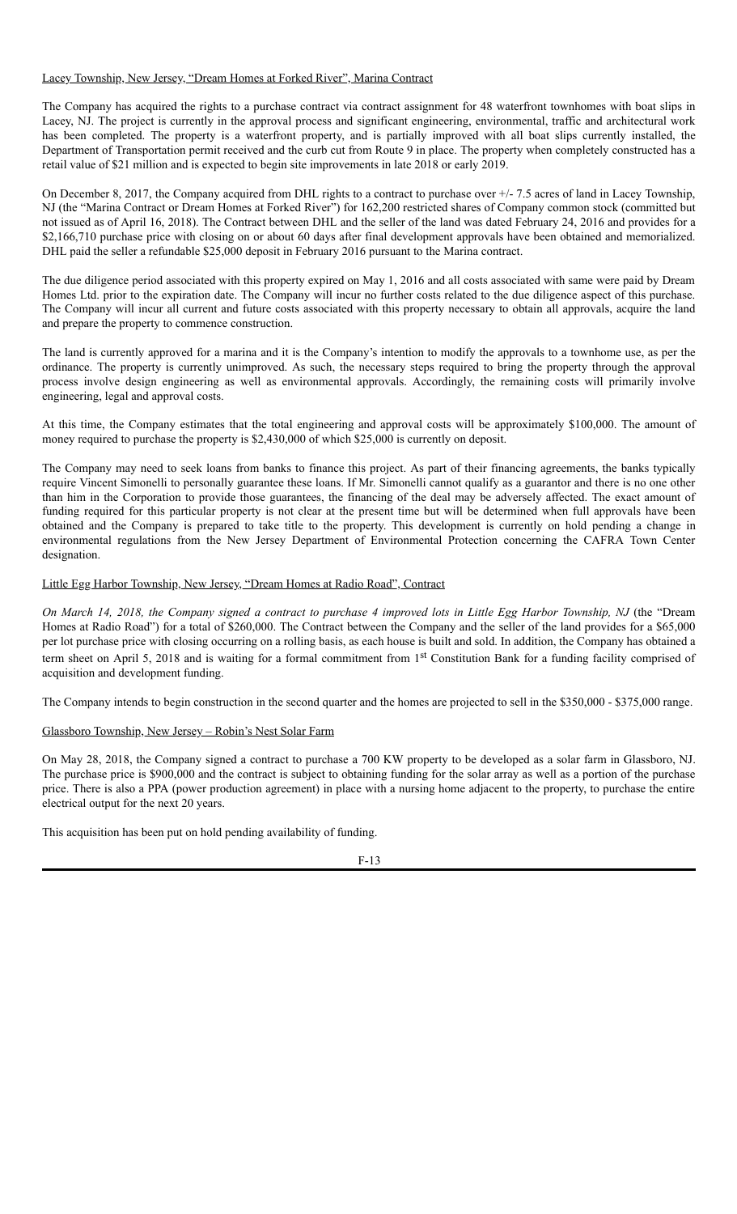Lacey Township, New Jersey, "Dream Homes at Forked River", Marina Contract

The Company has acquired the rights to a purchase contract via contract assignment for 48 waterfront townhomes with boat slips in Lacey, NJ. The project is currently in the approval process and significant engineering, environmental, traffic and architectural work has been completed. The property is a waterfront property, and is partially improved with all boat slips currently installed, the Department of Transportation permit received and the curb cut from Route 9 in place. The property when completely constructed has a retail value of $21 million and is expected to begin site improvements in late 2018 or early 2019.

On December 8, 2017, the Company acquired from DHL rights to a contract to purchase over +/- 7.5 acres of land in Lacey Township, NJ (the "Marina Contract or Dream Homes at Forked River") for 162,200 restricted shares of Company common stock (committed but not issued as of April 16, 2018). The Contract between DHL and the seller of the land was dated February 24, 2016 and provides for a $2,166,710 purchase price with closing on or about 60 days after final development approvals have been obtained and memorialized. DHL paid the seller a refundable $25,000 deposit in February 2016 pursuant to the Marina contract.

The due diligence period associated with this property expired on May 1, 2016 and all costs associated with same were paid by Dream Homes Ltd. prior to the expiration date. The Company will incur no further costs related to the due diligence aspect of this purchase. The Company will incur all current and future costs associated with this property necessary to obtain all approvals, acquire the land and prepare the property to commence construction.

The land is currently approved for a marina and it is the Company's intention to modify the approvals to a townhome use, as per the ordinance. The property is currently unimproved. As such, the necessary steps required to bring the property through the approval process involve design engineering as well as environmental approvals. Accordingly, the remaining costs will primarily involve engineering, legal and approval costs.

At this time, the Company estimates that the total engineering and approval costs will be approximately $100,000. The amount of money required to purchase the property is $2,430,000 of which $25,000 is currently on deposit.

The Company may need to seek loans from banks to finance this project. As part of their financing agreements, the banks typically require Vincent Simonelli to personally guarantee these loans. If Mr. Simonelli cannot qualify as a guarantor and there is no one other than him in the Corporation to provide those guarantees, the financing of the deal may be adversely affected. The exact amount of funding required for this particular property is not clear at the present time but will be determined when full approvals have been obtained and the Company is prepared to take title to the property. This development is currently on hold pending a change in environmental regulations from the New Jersey Department of Environmental Protection concerning the CAFRA Town Center designation.

Little Egg Harbor Township, New Jersey, "Dream Homes at Radio Road", Contract

*On March 14, 2018, the Company signed a contract to purchase 4 improved lots in Little Egg Harbor Township, NJ* (the "Dream Homes at Radio Road") for a total of $260,000. The Contract between the Company and the seller of the land provides for a $65,000 per lot purchase price with closing occurring on a rolling basis, as each house is built and sold. In addition, the Company has obtained a term sheet on April 5, 2018 and is waiting for a formal commitment from 1st Constitution Bank for a funding facility comprised of acquisition and development funding.

The Company intends to begin construction in the second quarter and the homes are projected to sell in the $350,000 - $375,000 range.

Glassboro Township, New Jersey – Robin's Nest Solar Farm

On May 28, 2018, the Company signed a contract to purchase a 700 KW property to be developed as a solar farm in Glassboro, NJ. The purchase price is $900,000 and the contract is subject to obtaining funding for the solar array as well as a portion of the purchase price. There is also a PPA (power production agreement) in place with a nursing home adjacent to the property, to purchase the entire electrical output for the next 20 years.

This acquisition has been put on hold pending availability of funding.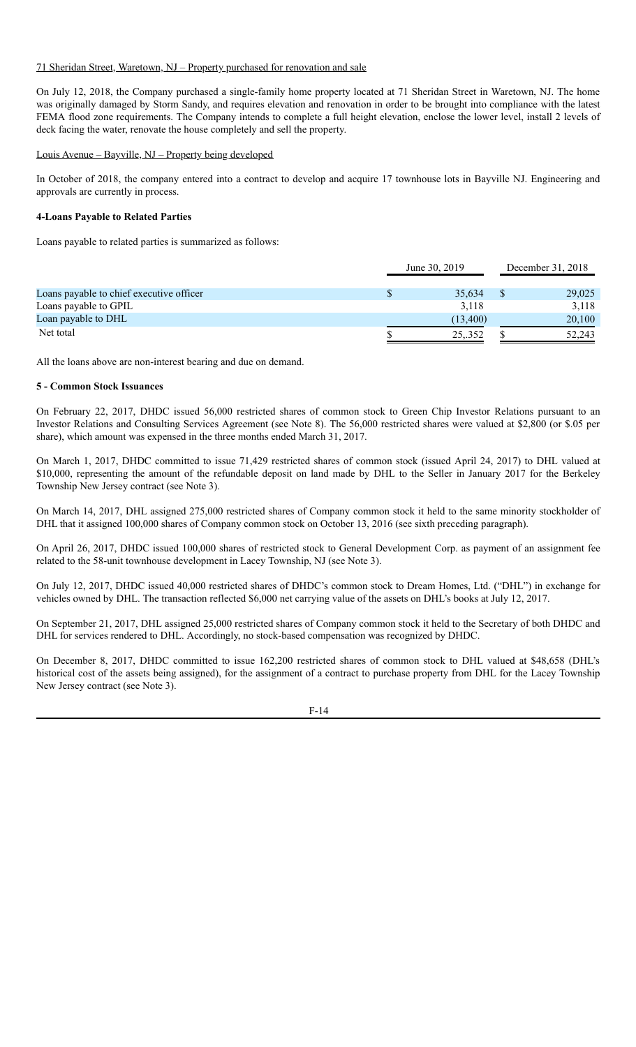71 Sheridan Street, Waretown, NJ – Property purchased for renovation and sale

On July 12, 2018, the Company purchased a single-family home property located at 71 Sheridan Street in Waretown, NJ. The home was originally damaged by Storm Sandy, and requires elevation and renovation in order to be brought into compliance with the latest FEMA flood zone requirements. The Company intends to complete a full height elevation, enclose the lower level, install 2 levels of deck facing the water, renovate the house completely and sell the property.

Louis Avenue – Bayville, NJ – Property being developed

In October of 2018, the company entered into a contract to develop and acquire 17 townhouse lots in Bayville NJ. Engineering and approvals are currently in process.

**4-Loans Payable to Related Parties**

Loans payable to related parties is summarized as follows:

| | June 30, 2019 | December 31, 2018 |
|---|---|---|
| Loans payable to chief executive officer | $ 35,634 | $ 29,025 |
| Loans payable to GPIL | 3,118 | 3,118 |
| Loan payable to DHL | (13,400) | 20,100 |
| Net total | $ 25,.352 | $ 52,243 |

All the loans above are non-interest bearing and due on demand.

**5 - Common Stock Issuances**

On February 22, 2017, DHDC issued 56,000 restricted shares of common stock to Green Chip Investor Relations pursuant to an Investor Relations and Consulting Services Agreement (see Note 8). The 56,000 restricted shares were valued at $2,800 (or $.05 per share), which amount was expensed in the three months ended March 31, 2017.

On March 1, 2017, DHDC committed to issue 71,429 restricted shares of common stock (issued April 24, 2017) to DHL valued at $10,000, representing the amount of the refundable deposit on land made by DHL to the Seller in January 2017 for the Berkeley Township New Jersey contract (see Note 3).

On March 14, 2017, DHL assigned 275,000 restricted shares of Company common stock it held to the same minority stockholder of DHL that it assigned 100,000 shares of Company common stock on October 13, 2016 (see sixth preceding paragraph).

On April 26, 2017, DHDC issued 100,000 shares of restricted stock to General Development Corp. as payment of an assignment fee related to the 58-unit townhouse development in Lacey Township, NJ (see Note 3).

On July 12, 2017, DHDC issued 40,000 restricted shares of DHDC's common stock to Dream Homes, Ltd. ("DHL") in exchange for vehicles owned by DHL. The transaction reflected $6,000 net carrying value of the assets on DHL's books at July 12, 2017.

On September 21, 2017, DHL assigned 25,000 restricted shares of Company common stock it held to the Secretary of both DHDC and DHL for services rendered to DHL. Accordingly, no stock-based compensation was recognized by DHDC.

On December 8, 2017, DHDC committed to issue 162,200 restricted shares of common stock to DHL valued at $48,658 (DHL's historical cost of the assets being assigned), for the assignment of a contract to purchase property from DHL for the Lacey Township New Jersey contract (see Note 3).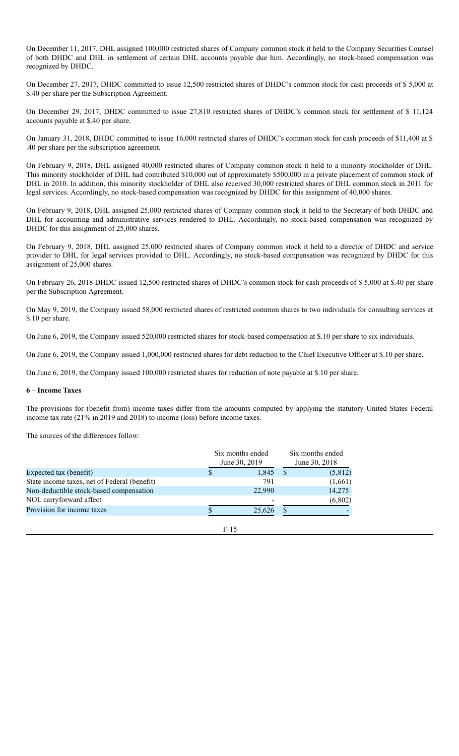On December 11, 2017, DHL assigned 100,000 restricted shares of Company common stock it held to the Company Securities Counsel of both DHDC and DHL in settlement of certain DHL accounts payable due him. Accordingly, no stock-based compensation was recognized by DHDC.

On December 27, 2017, DHDC committed to issue 12,500 restricted shares of DHDC's common stock for cash proceeds of $ 5,000 at $.40 per share per the Subscription Agreement.

On December 29, 2017, DHDC committed to issue 27,810 restricted shares of DHDC's common stock for settlement of $ 11,124 accounts payable at $.40 per share.

On January 31, 2018, DHDC committed to issue 16,000 restricted shares of DHDC's common stock for cash proceeds of $11,400 at $ .40 per share per the subscription agreement.

On February 9, 2018, DHL assigned 40,000 restricted shares of Company common stock it held to a minority stockholder of DHL. This minority stockholder of DHL had contributed $10,000 out of approximately $500,000 in a private placement of common stock of DHL in 2010. In addition, this minority stockholder of DHL also received 30,000 restricted shares of DHL common stock in 2011 for legal services. Accordingly, no stock-based compensation was recognized by DHDC for this assignment of 40,000 shares.

On February 9, 2018, DHL assigned 25,000 restricted shares of Company common stock it held to the Secretary of both DHDC and DHL for accounting and administrative services rendered to DHL. Accordingly, no stock-based compensation was recognized by DHDC for this assignment of 25,000 shares.

On February 9, 2018, DHL assigned 25,000 restricted shares of Company common stock it held to a director of DHDC and service provider to DHL for legal services provided to DHL. Accordingly, no stock-based compensation was recognized by DHDC for this assignment of 25,000 shares.

On February 26, 2018 DHDC issued 12,500 restricted shares of DHDC's common stock for cash proceeds of $ 5,000 at $.40 per share per the Subscription Agreement.

On May 9, 2019, the Company issued 58,000 restricted shares of restricted common shares to two individuals for consulting services at $.10 per share.

On June 6, 2019, the Company issued 520,000 restricted shares for stock-based compensation at $.10 per share to six individuals.

On June 6, 2019, the Company issued 1,000,000 restricted shares for debt reduction to the Chief Executive Officer at $.10 per share.

On June 6, 2019, the Company issued 100,000 restricted shares for reduction of note payable at $.10 per share.

**6 – Income Taxes**

The provisions for (benefit from) income taxes differ from the amounts computed by applying the statutory United States Federal income tax rate (21% in 2019 and 2018) to income (loss) before income taxes.

The sources of the differences follow:

| | Six months ended June 30, 2019 | Six months ended June 30, 2018 |
|---|---|---|
| Expected tax (benefit) | $ 1,845 | $ (5,812) |
| State income taxes, net of Federal (benefit) | 791 | (1,661) |
| Non-deductible stock-based compensation | 22,990 | 14,275 |
| NOL carryforward affect | - | (6,802) |
| Provision for income taxes | $ 25,626 | $ - |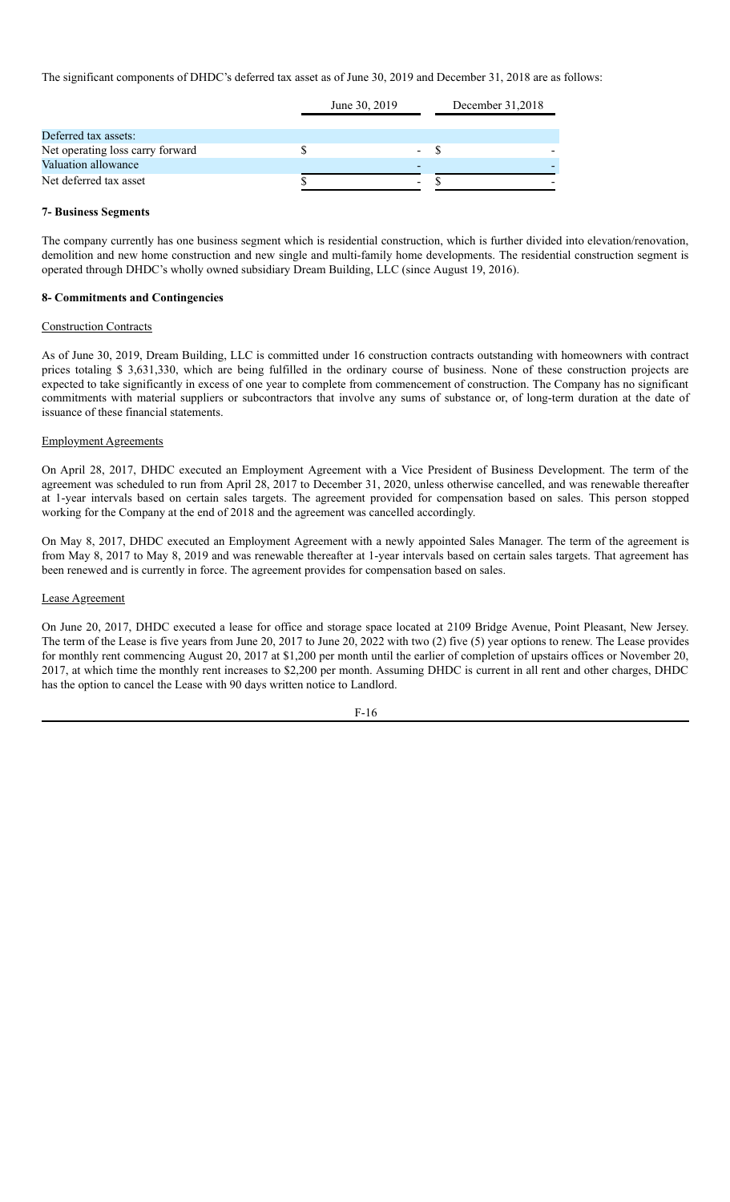The significant components of DHDC's deferred tax asset as of June 30, 2019 and December 31, 2018 are as follows:

| | June 30, 2019 | December 31,2018 |
|---|---|---|
| Deferred tax assets: | | |
| Net operating loss carry forward | $ - | $ - |
| Valuation allowance | - | - |
| Net deferred tax asset | $ - | $ - |

**7- Business Segments**

The company currently has one business segment which is residential construction, which is further divided into elevation/renovation, demolition and new home construction and new single and multi-family home developments. The residential construction segment is operated through DHDC's wholly owned subsidiary Dream Building, LLC (since August 19, 2016).

**8- Commitments and Contingencies**

Construction Contracts

As of June 30, 2019, Dream Building, LLC is committed under 16 construction contracts outstanding with homeowners with contract prices totaling $ 3,631,330, which are being fulfilled in the ordinary course of business. None of these construction projects are expected to take significantly in excess of one year to complete from commencement of construction. The Company has no significant commitments with material suppliers or subcontractors that involve any sums of substance or, of long-term duration at the date of issuance of these financial statements.

Employment Agreements

On April 28, 2017, DHDC executed an Employment Agreement with a Vice President of Business Development. The term of the agreement was scheduled to run from April 28, 2017 to December 31, 2020, unless otherwise cancelled, and was renewable thereafter at 1-year intervals based on certain sales targets. The agreement provided for compensation based on sales. This person stopped working for the Company at the end of 2018 and the agreement was cancelled accordingly.

On May 8, 2017, DHDC executed an Employment Agreement with a newly appointed Sales Manager. The term of the agreement is from May 8, 2017 to May 8, 2019 and was renewable thereafter at 1-year intervals based on certain sales targets. That agreement has been renewed and is currently in force. The agreement provides for compensation based on sales.

Lease Agreement

On June 20, 2017, DHDC executed a lease for office and storage space located at 2109 Bridge Avenue, Point Pleasant, New Jersey. The term of the Lease is five years from June 20, 2017 to June 20, 2022 with two (2) five (5) year options to renew. The Lease provides for monthly rent commencing August 20, 2017 at $1,200 per month until the earlier of completion of upstairs offices or November 20, 2017, at which time the monthly rent increases to $2,200 per month. Assuming DHDC is current in all rent and other charges, DHDC has the option to cancel the Lease with 90 days written notice to Landlord.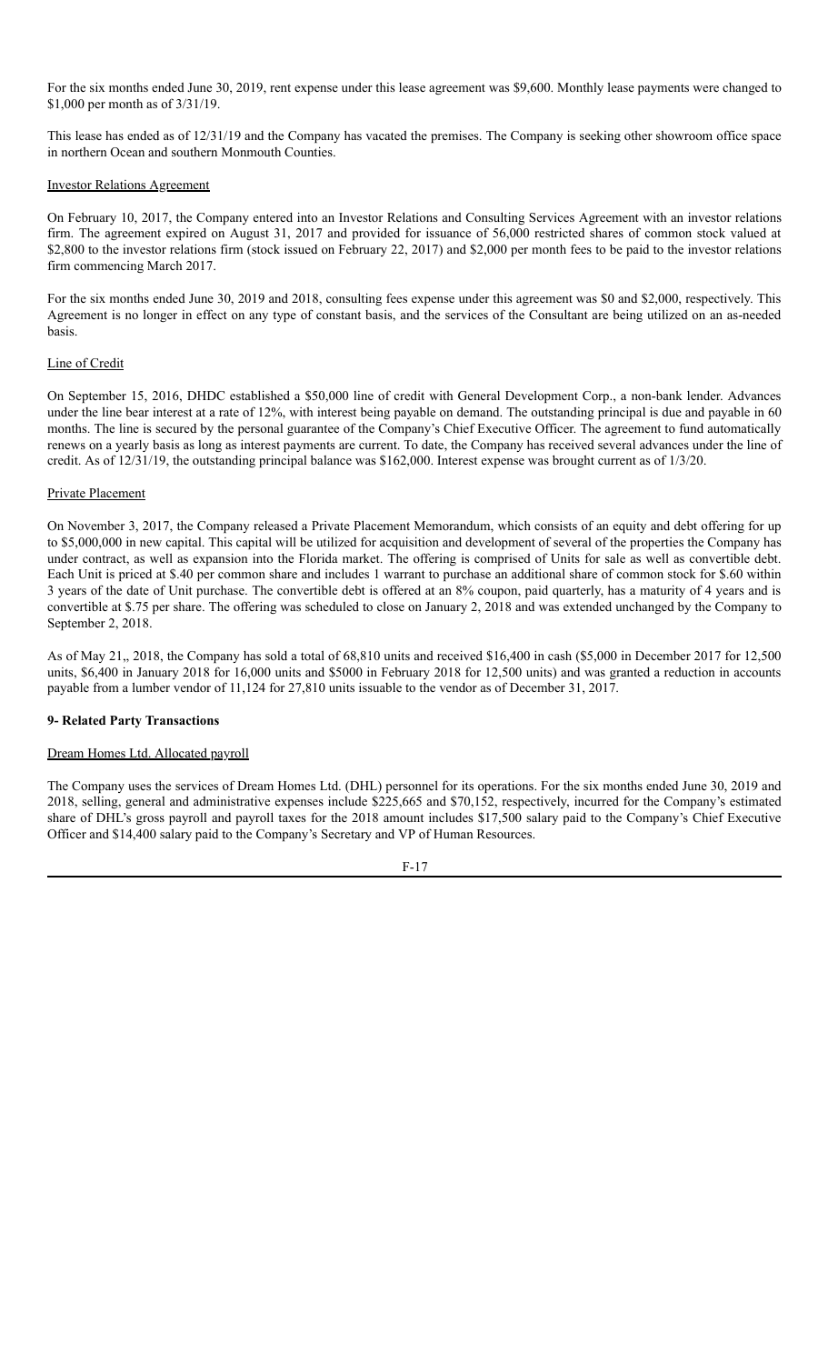For the six months ended June 30, 2019, rent expense under this lease agreement was $9,600. Monthly lease payments were changed to $1,000 per month as of 3/31/19.

This lease has ended as of 12/31/19 and the Company has vacated the premises. The Company is seeking other showroom office space in northern Ocean and southern Monmouth Counties.

Investor Relations Agreement

On February 10, 2017, the Company entered into an Investor Relations and Consulting Services Agreement with an investor relations firm. The agreement expired on August 31, 2017 and provided for issuance of 56,000 restricted shares of common stock valued at $2,800 to the investor relations firm (stock issued on February 22, 2017) and $2,000 per month fees to be paid to the investor relations firm commencing March 2017.

For the six months ended June 30, 2019 and 2018, consulting fees expense under this agreement was $0 and $2,000, respectively. This Agreement is no longer in effect on any type of constant basis, and the services of the Consultant are being utilized on an as-needed basis.

Line of Credit

On September 15, 2016, DHDC established a $50,000 line of credit with General Development Corp., a non-bank lender. Advances under the line bear interest at a rate of 12%, with interest being payable on demand. The outstanding principal is due and payable in 60 months. The line is secured by the personal guarantee of the Company's Chief Executive Officer. The agreement to fund automatically renews on a yearly basis as long as interest payments are current. To date, the Company has received several advances under the line of credit. As of 12/31/19, the outstanding principal balance was $162,000. Interest expense was brought current as of 1/3/20.

Private Placement

On November 3, 2017, the Company released a Private Placement Memorandum, which consists of an equity and debt offering for up to $5,000,000 in new capital. This capital will be utilized for acquisition and development of several of the properties the Company has under contract, as well as expansion into the Florida market. The offering is comprised of Units for sale as well as convertible debt. Each Unit is priced at $.40 per common share and includes 1 warrant to purchase an additional share of common stock for $.60 within 3 years of the date of Unit purchase. The convertible debt is offered at an 8% coupon, paid quarterly, has a maturity of 4 years and is convertible at $.75 per share. The offering was scheduled to close on January 2, 2018 and was extended unchanged by the Company to September 2, 2018.

As of May 21,, 2018, the Company has sold a total of 68,810 units and received $16,400 in cash ($5,000 in December 2017 for 12,500 units, $6,400 in January 2018 for 16,000 units and $5000 in February 2018 for 12,500 units) and was granted a reduction in accounts payable from a lumber vendor of 11,124 for 27,810 units issuable to the vendor as of December 31, 2017.

**9- Related Party Transactions**

Dream Homes Ltd. Allocated payroll

The Company uses the services of Dream Homes Ltd. (DHL) personnel for its operations. For the six months ended June 30, 2019 and 2018, selling, general and administrative expenses include $225,665 and $70,152, respectively, incurred for the Company's estimated share of DHL's gross payroll and payroll taxes for the 2018 amount includes $17,500 salary paid to the Company's Chief Executive Officer and $14,400 salary paid to the Company's Secretary and VP of Human Resources.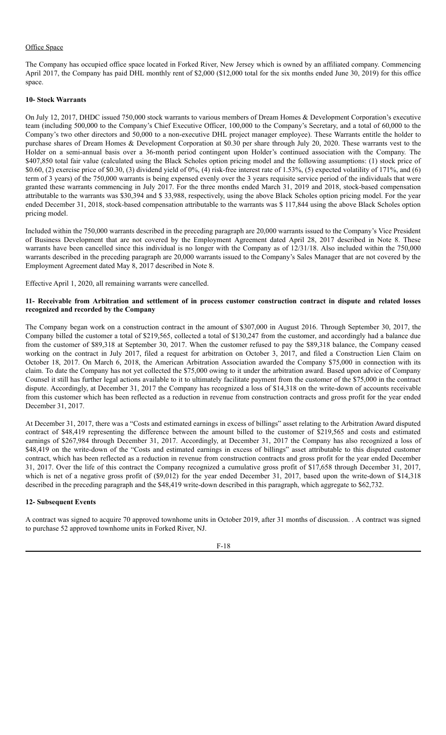Office Space

The Company has occupied office space located in Forked River, New Jersey which is owned by an affiliated company. Commencing April 2017, the Company has paid DHL monthly rent of $2,000 ($12,000 total for the six months ended June 30, 2019) for this office space.

**10- Stock Warrants**

On July 12, 2017, DHDC issued 750,000 stock warrants to various members of Dream Homes & Development Corporation's executive team (including 500,000 to the Company's Chief Executive Officer, 100,000 to the Company's Secretary, and a total of 60,000 to the Company's two other directors and 50,000 to a non-executive DHL project manager employee). These Warrants entitle the holder to purchase shares of Dream Homes & Development Corporation at $0.30 per share through July 20, 2020. These warrants vest to the Holder on a semi-annual basis over a 36-month period contingent upon Holder's continued association with the Company. The $407,850 total fair value (calculated using the Black Scholes option pricing model and the following assumptions: (1) stock price of $0.60, (2) exercise price of $0.30, (3) dividend yield of 0%, (4) risk-free interest rate of 1.53%, (5) expected volatility of 171%, and (6) term of 3 years) of the 750,000 warrants is being expensed evenly over the 3 years requisite service period of the individuals that were granted these warrants commencing in July 2017. For the three months ended March 31, 2019 and 2018, stock-based compensation attributable to the warrants was $30,394 and $ 33,988, respectively, using the above Black Scholes option pricing model. For the year ended December 31, 2018, stock-based compensation attributable to the warrants was $ 117,844 using the above Black Scholes option pricing model.

Included within the 750,000 warrants described in the preceding paragraph are 20,000 warrants issued to the Company's Vice President of Business Development that are not covered by the Employment Agreement dated April 28, 2017 described in Note 8. These warrants have been cancelled since this individual is no longer with the Company as of 12/31/18. Also included within the 750,000 warrants described in the preceding paragraph are 20,000 warrants issued to the Company's Sales Manager that are not covered by the Employment Agreement dated May 8, 2017 described in Note 8.

Effective April 1, 2020, all remaining warrants were cancelled.

**11- Receivable from Arbitration and settlement of in process customer construction contract in dispute and related losses recognized and recorded by the Company**

The Company began work on a construction contract in the amount of $307,000 in August 2016. Through September 30, 2017, the Company billed the customer a total of $219,565, collected a total of $130,247 from the customer, and accordingly had a balance due from the customer of $89,318 at September 30, 2017. When the customer refused to pay the $89,318 balance, the Company ceased working on the contract in July 2017, filed a request for arbitration on October 3, 2017, and filed a Construction Lien Claim on October 18, 2017. On March 6, 2018, the American Arbitration Association awarded the Company $75,000 in connection with its claim. To date the Company has not yet collected the $75,000 owing to it under the arbitration award. Based upon advice of Company Counsel it still has further legal actions available to it to ultimately facilitate payment from the customer of the $75,000 in the contract dispute. Accordingly, at December 31, 2017 the Company has recognized a loss of $14,318 on the write-down of accounts receivable from this customer which has been reflected as a reduction in revenue from construction contracts and gross profit for the year ended December 31, 2017.

At December 31, 2017, there was a "Costs and estimated earnings in excess of billings" asset relating to the Arbitration Award disputed contract of $48,419 representing the difference between the amount billed to the customer of $219,565 and costs and estimated earnings of $267,984 through December 31, 2017. Accordingly, at December 31, 2017 the Company has also recognized a loss of $48,419 on the write-down of the "Costs and estimated earnings in excess of billings" asset attributable to this disputed customer contract, which has been reflected as a reduction in revenue from construction contracts and gross profit for the year ended December 31, 2017. Over the life of this contract the Company recognized a cumulative gross profit of $17,658 through December 31, 2017, which is net of a negative gross profit of ($9,012) for the year ended December 31, 2017, based upon the write-down of $14,318 described in the preceding paragraph and the $48,419 write-down described in this paragraph, which aggregate to $62,732.

**12- Subsequent Events**

A contract was signed to acquire 70 approved townhome units in October 2019, after 31 months of discussion. . A contract was signed to purchase 52 approved townhome units in Forked River, NJ.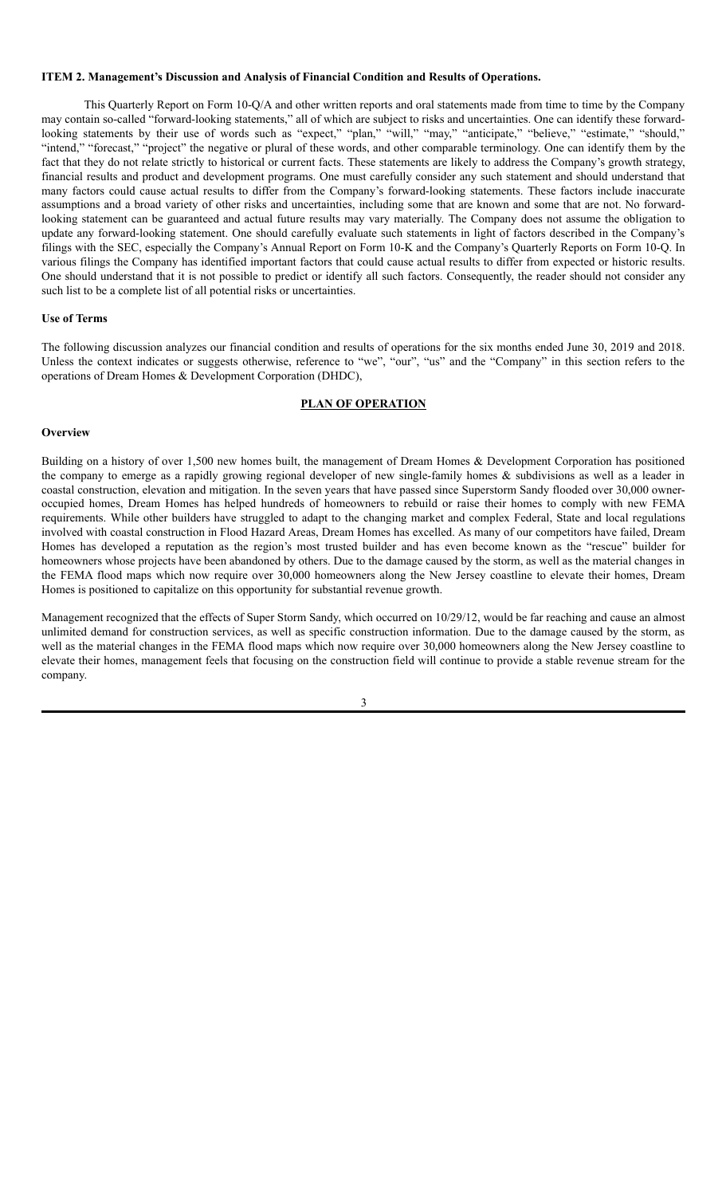**ITEM 2. Management's Discussion and Analysis of Financial Condition and Results of Operations.**

This Quarterly Report on Form 10-Q/A and other written reports and oral statements made from time to time by the Company may contain so-called "forward-looking statements," all of which are subject to risks and uncertainties. One can identify these forward-looking statements by their use of words such as "expect," "plan," "will," "may," "anticipate," "believe," "estimate," "should," "intend," "forecast," "project" the negative or plural of these words, and other comparable terminology. One can identify them by the fact that they do not relate strictly to historical or current facts. These statements are likely to address the Company's growth strategy, financial results and product and development programs. One must carefully consider any such statement and should understand that many factors could cause actual results to differ from the Company's forward-looking statements. These factors include inaccurate assumptions and a broad variety of other risks and uncertainties, including some that are known and some that are not. No forward-looking statement can be guaranteed and actual future results may vary materially. The Company does not assume the obligation to update any forward-looking statement. One should carefully evaluate such statements in light of factors described in the Company's filings with the SEC, especially the Company's Annual Report on Form 10-K and the Company's Quarterly Reports on Form 10-Q. In various filings the Company has identified important factors that could cause actual results to differ from expected or historic results. One should understand that it is not possible to predict or identify all such factors. Consequently, the reader should not consider any such list to be a complete list of all potential risks or uncertainties.

**Use of Terms**

The following discussion analyzes our financial condition and results of operations for the six months ended June 30, 2019 and 2018. Unless the context indicates or suggests otherwise, reference to "we", "our", "us" and the "Company" in this section refers to the operations of Dream Homes & Development Corporation (DHDC),

**PLAN OF OPERATION**

**Overview**

Building on a history of over 1,500 new homes built, the management of Dream Homes & Development Corporation has positioned the company to emerge as a rapidly growing regional developer of new single-family homes & subdivisions as well as a leader in coastal construction, elevation and mitigation. In the seven years that have passed since Superstorm Sandy flooded over 30,000 owner-occupied homes, Dream Homes has helped hundreds of homeowners to rebuild or raise their homes to comply with new FEMA requirements. While other builders have struggled to adapt to the changing market and complex Federal, State and local regulations involved with coastal construction in Flood Hazard Areas, Dream Homes has excelled. As many of our competitors have failed, Dream Homes has developed a reputation as the region's most trusted builder and has even become known as the "rescue" builder for homeowners whose projects have been abandoned by others. Due to the damage caused by the storm, as well as the material changes in the FEMA flood maps which now require over 30,000 homeowners along the New Jersey coastline to elevate their homes, Dream Homes is positioned to capitalize on this opportunity for substantial revenue growth.

Management recognized that the effects of Super Storm Sandy, which occurred on 10/29/12, would be far reaching and cause an almost unlimited demand for construction services, as well as specific construction information. Due to the damage caused by the storm, as well as the material changes in the FEMA flood maps which now require over 30,000 homeowners along the New Jersey coastline to elevate their homes, management feels that focusing on the construction field will continue to provide a stable revenue stream for the company.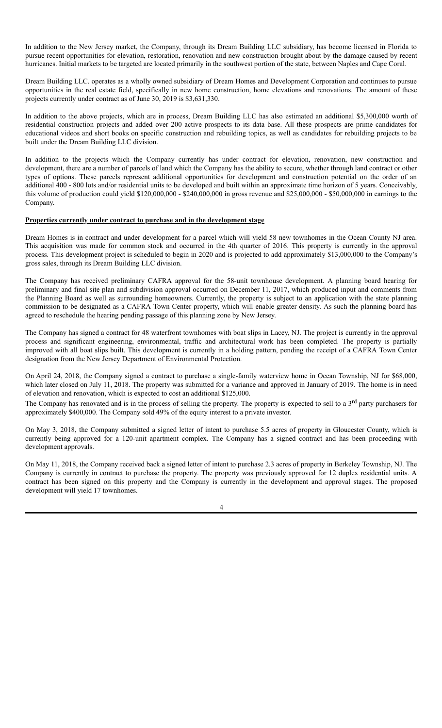In addition to the New Jersey market, the Company, through its Dream Building LLC subsidiary, has become licensed in Florida to pursue recent opportunities for elevation, restoration, renovation and new construction brought about by the damage caused by recent hurricanes. Initial markets to be targeted are located primarily in the southwest portion of the state, between Naples and Cape Coral.

Dream Building LLC. operates as a wholly owned subsidiary of Dream Homes and Development Corporation and continues to pursue opportunities in the real estate field, specifically in new home construction, home elevations and renovations. The amount of these projects currently under contract as of June 30, 2019 is $3,631,330.

In addition to the above projects, which are in process, Dream Building LLC has also estimated an additional $5,300,000 worth of residential construction projects and added over 200 active prospects to its data base. All these prospects are prime candidates for educational videos and short books on specific construction and rebuilding topics, as well as candidates for rebuilding projects to be built under the Dream Building LLC division.

In addition to the projects which the Company currently has under contract for elevation, renovation, new construction and development, there are a number of parcels of land which the Company has the ability to secure, whether through land contract or other types of options. These parcels represent additional opportunities for development and construction potential on the order of an additional 400 - 800 lots and/or residential units to be developed and built within an approximate time horizon of 5 years. Conceivably, this volume of production could yield $120,000,000 - $240,000,000 in gross revenue and $25,000,000 - $50,000,000 in earnings to the Company.

**Properties currently under contract to purchase and in the development stage**

Dream Homes is in contract and under development for a parcel which will yield 58 new townhomes in the Ocean County NJ area. This acquisition was made for common stock and occurred in the 4th quarter of 2016. This property is currently in the approval process. This development project is scheduled to begin in 2020 and is projected to add approximately $13,000,000 to the Company's gross sales, through its Dream Building LLC division.

The Company has received preliminary CAFRA approval for the 58-unit townhouse development. A planning board hearing for preliminary and final site plan and subdivision approval occurred on December 11, 2017, which produced input and comments from the Planning Board as well as surrounding homeowners. Currently, the property is subject to an application with the state planning commission to be designated as a CAFRA Town Center property, which will enable greater density. As such the planning board has agreed to reschedule the hearing pending passage of this planning zone by New Jersey.

The Company has signed a contract for 48 waterfront townhomes with boat slips in Lacey, NJ. The project is currently in the approval process and significant engineering, environmental, traffic and architectural work has been completed. The property is partially improved with all boat slips built. This development is currently in a holding pattern, pending the receipt of a CAFRA Town Center designation from the New Jersey Department of Environmental Protection.

On April 24, 2018, the Company signed a contract to purchase a single-family waterview home in Ocean Township, NJ for $68,000, which later closed on July 11, 2018. The property was submitted for a variance and approved in January of 2019. The home is in need of elevation and renovation, which is expected to cost an additional $125,000.

The Company has renovated and is in the process of selling the property. The property is expected to sell to a 3rd party purchasers for approximately $400,000. The Company sold 49% of the equity interest to a private investor.

On May 3, 2018, the Company submitted a signed letter of intent to purchase 5.5 acres of property in Gloucester County, which is currently being approved for a 120-unit apartment complex. The Company has a signed contract and has been proceeding with development approvals.

On May 11, 2018, the Company received back a signed letter of intent to purchase 2.3 acres of property in Berkeley Township, NJ. The Company is currently in contract to purchase the property. The property was previously approved for 12 duplex residential units. A contract has been signed on this property and the Company is currently in the development and approval stages. The proposed development will yield 17 townhomes.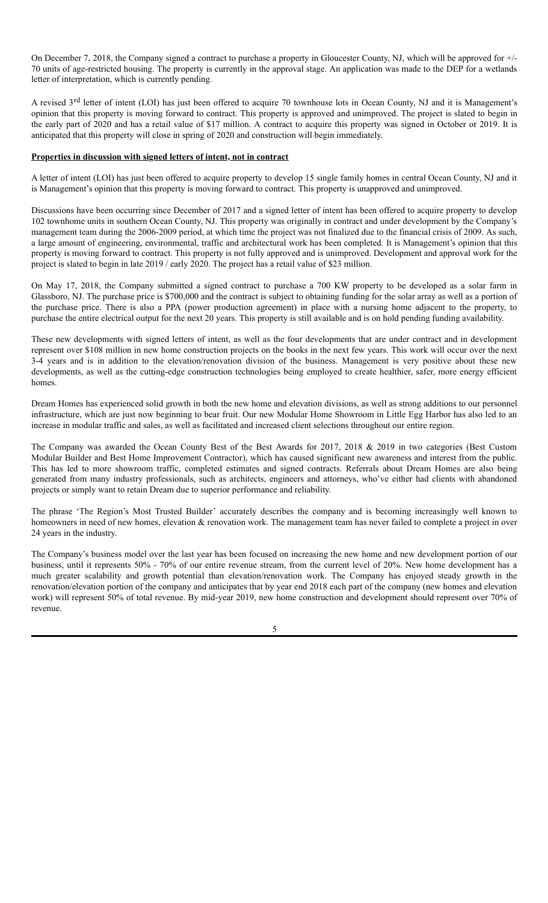On December 7, 2018, the Company signed a contract to purchase a property in Gloucester County, NJ, which will be approved for +/- 70 units of age-restricted housing. The property is currently in the approval stage. An application was made to the DEP for a wetlands letter of interpretation, which is currently pending.

A revised 3rd letter of intent (LOI) has just been offered to acquire 70 townhouse lots in Ocean County, NJ and it is Management's opinion that this property is moving forward to contract. This property is approved and unimproved. The project is slated to begin in the early part of 2020 and has a retail value of $17 million. A contract to acquire this property was signed in October or 2019. It is anticipated that this property will close in spring of 2020 and construction will begin immediately.

**Properties in discussion with signed letters of intent, not in contract**

A letter of intent (LOI) has just been offered to acquire property to develop 15 single family homes in central Ocean County, NJ and it is Management's opinion that this property is moving forward to contract. This property is unapproved and unimproved.

Discussions have been occurring since December of 2017 and a signed letter of intent has been offered to acquire property to develop 102 townhome units in southern Ocean County, NJ. This property was originally in contract and under development by the Company's management team during the 2006-2009 period, at which time the project was not finalized due to the financial crisis of 2009. As such, a large amount of engineering, environmental, traffic and architectural work has been completed. It is Management's opinion that this property is moving forward to contract. This property is not fully approved and is unimproved. Development and approval work for the project is slated to begin in late 2019 / early 2020. The project has a retail value of $23 million.

On May 17, 2018, the Company submitted a signed contract to purchase a 700 KW property to be developed as a solar farm in Glassboro, NJ. The purchase price is $700,000 and the contract is subject to obtaining funding for the solar array as well as a portion of the purchase price. There is also a PPA (power production agreement) in place with a nursing home adjacent to the property, to purchase the entire electrical output for the next 20 years. This property is still available and is on hold pending funding availability.

These new developments with signed letters of intent, as well as the four developments that are under contract and in development represent over $108 million in new home construction projects on the books in the next few years. This work will occur over the next 3-4 years and is in addition to the elevation/renovation division of the business. Management is very positive about these new developments, as well as the cutting-edge construction technologies being employed to create healthier, safer, more energy efficient homes.

Dream Homes has experienced solid growth in both the new home and elevation divisions, as well as strong additions to our personnel infrastructure, which are just now beginning to bear fruit. Our new Modular Home Showroom in Little Egg Harbor has also led to an increase in modular traffic and sales, as well as facilitated and increased client selections throughout our entire region.

The Company was awarded the Ocean County Best of the Best Awards for 2017, 2018 & 2019 in two categories (Best Custom Modular Builder and Best Home Improvement Contractor), which has caused significant new awareness and interest from the public. This has led to more showroom traffic, completed estimates and signed contracts. Referrals about Dream Homes are also being generated from many industry professionals, such as architects, engineers and attorneys, who've either had clients with abandoned projects or simply want to retain Dream due to superior performance and reliability.

The phrase 'The Region's Most Trusted Builder' accurately describes the company and is becoming increasingly well known to homeowners in need of new homes, elevation & renovation work. The management team has never failed to complete a project in over 24 years in the industry.

The Company's business model over the last year has been focused on increasing the new home and new development portion of our business, until it represents 50% - 70% of our entire revenue stream, from the current level of 20%. New home development has a much greater scalability and growth potential than elevation/renovation work. The Company has enjoyed steady growth in the renovation/elevation portion of the company and anticipates that by year end 2018 each part of the company (new homes and elevation work) will represent 50% of total revenue. By mid-year 2019, new home construction and development should represent over 70% of revenue.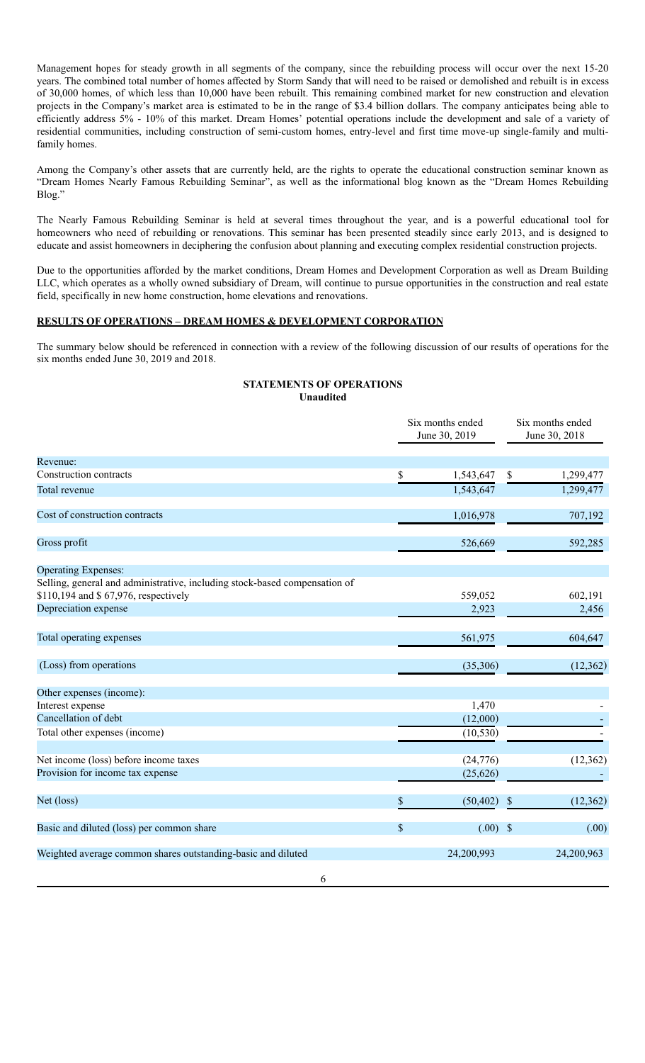Management hopes for steady growth in all segments of the company, since the rebuilding process will occur over the next 15-20 years. The combined total number of homes affected by Storm Sandy that will need to be raised or demolished and rebuilt is in excess of 30,000 homes, of which less than 10,000 have been rebuilt. This remaining combined market for new construction and elevation projects in the Company's market area is estimated to be in the range of $3.4 billion dollars. The company anticipates being able to efficiently address 5% - 10% of this market. Dream Homes' potential operations include the development and sale of a variety of residential communities, including construction of semi-custom homes, entry-level and first time move-up single-family and multi-family homes.

Among the Company's other assets that are currently held, are the rights to operate the educational construction seminar known as "Dream Homes Nearly Famous Rebuilding Seminar", as well as the informational blog known as the "Dream Homes Rebuilding Blog."

The Nearly Famous Rebuilding Seminar is held at several times throughout the year, and is a powerful educational tool for homeowners who need of rebuilding or renovations. This seminar has been presented steadily since early 2013, and is designed to educate and assist homeowners in deciphering the confusion about planning and executing complex residential construction projects.

Due to the opportunities afforded by the market conditions, Dream Homes and Development Corporation as well as Dream Building LLC, which operates as a wholly owned subsidiary of Dream, will continue to pursue opportunities in the construction and real estate field, specifically in new home construction, home elevations and renovations.

## RESULTS OF OPERATIONS – DREAM HOMES & DEVELOPMENT CORPORATION

The summary below should be referenced in connection with a review of the following discussion of our results of operations for the six months ended June 30, 2019 and 2018.

**STATEMENTS OF OPERATIONS**
**Unaudited**

| | Six months ended June 30, 2019 | Six months ended June 30, 2018 |
|---|---|---|
| Revenue: | | |
| Construction contracts | $ 1,543,647 | $ 1,299,477 |
| Total revenue | 1,543,647 | 1,299,477 |
| Cost of construction contracts | 1,016,978 | 707,192 |
| Gross profit | 526,669 | 592,285 |
| Operating Expenses: | | |
| Selling, general and administrative, including stock-based compensation of $110,194 and $ 67,976, respectively | 559,052 | 602,191 |
| Depreciation expense | 2,923 | 2,456 |
| Total operating expenses | 561,975 | 604,647 |
| (Loss) from operations | (35,306) | (12,362) |
| Other expenses (income): | | |
| Interest expense | 1,470 | - |
| Cancellation of debt | (12,000) | - |
| Total other expenses (income) | (10,530) | - |
| Net income (loss) before income taxes | (24,776) | (12,362) |
| Provision for income tax expense | (25,626) | - |
| Net (loss) | $ (50,402) | $ (12,362) |
| Basic and diluted (loss) per common share | $ (.00) | $ (.00) |
| Weighted average common shares outstanding-basic and diluted | 24,200,993 | 24,200,963 |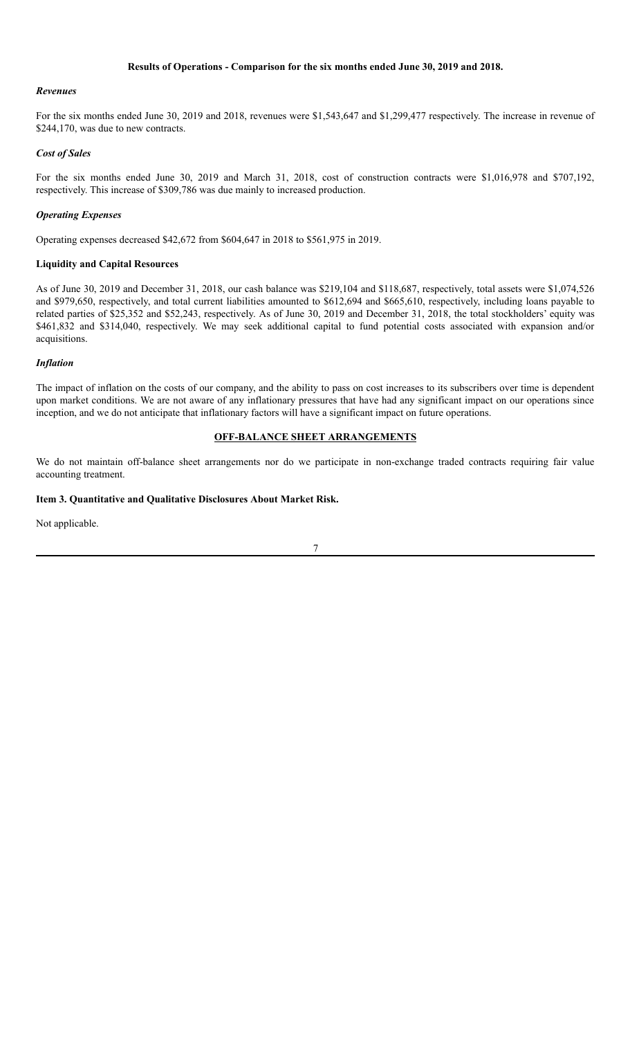**Results of Operations - Comparison for the six months ended June 30, 2019 and 2018.**

*Revenues*

For the six months ended June 30, 2019 and 2018, revenues were $1,543,647 and $1,299,477 respectively. The increase in revenue of $244,170, was due to new contracts.

*Cost of Sales*

For the six months ended June 30, 2019 and March 31, 2018, cost of construction contracts were $1,016,978 and $707,192, respectively. This increase of $309,786 was due mainly to increased production.

*Operating Expenses*

Operating expenses decreased $42,672 from $604,647 in 2018 to $561,975 in 2019.

**Liquidity and Capital Resources**

As of June 30, 2019 and December 31, 2018, our cash balance was $219,104 and $118,687, respectively, total assets were $1,074,526 and $979,650, respectively, and total current liabilities amounted to $612,694 and $665,610, respectively, including loans payable to related parties of $25,352 and $52,243, respectively. As of June 30, 2019 and December 31, 2018, the total stockholders' equity was $461,832 and $314,040, respectively. We may seek additional capital to fund potential costs associated with expansion and/or acquisitions.

*Inflation*

The impact of inflation on the costs of our company, and the ability to pass on cost increases to its subscribers over time is dependent upon market conditions. We are not aware of any inflationary pressures that have had any significant impact on our operations since inception, and we do not anticipate that inflationary factors will have a significant impact on future operations.

**OFF-BALANCE SHEET ARRANGEMENTS**

We do not maintain off-balance sheet arrangements nor do we participate in non-exchange traded contracts requiring fair value accounting treatment.

**Item 3. Quantitative and Qualitative Disclosures About Market Risk.**

Not applicable.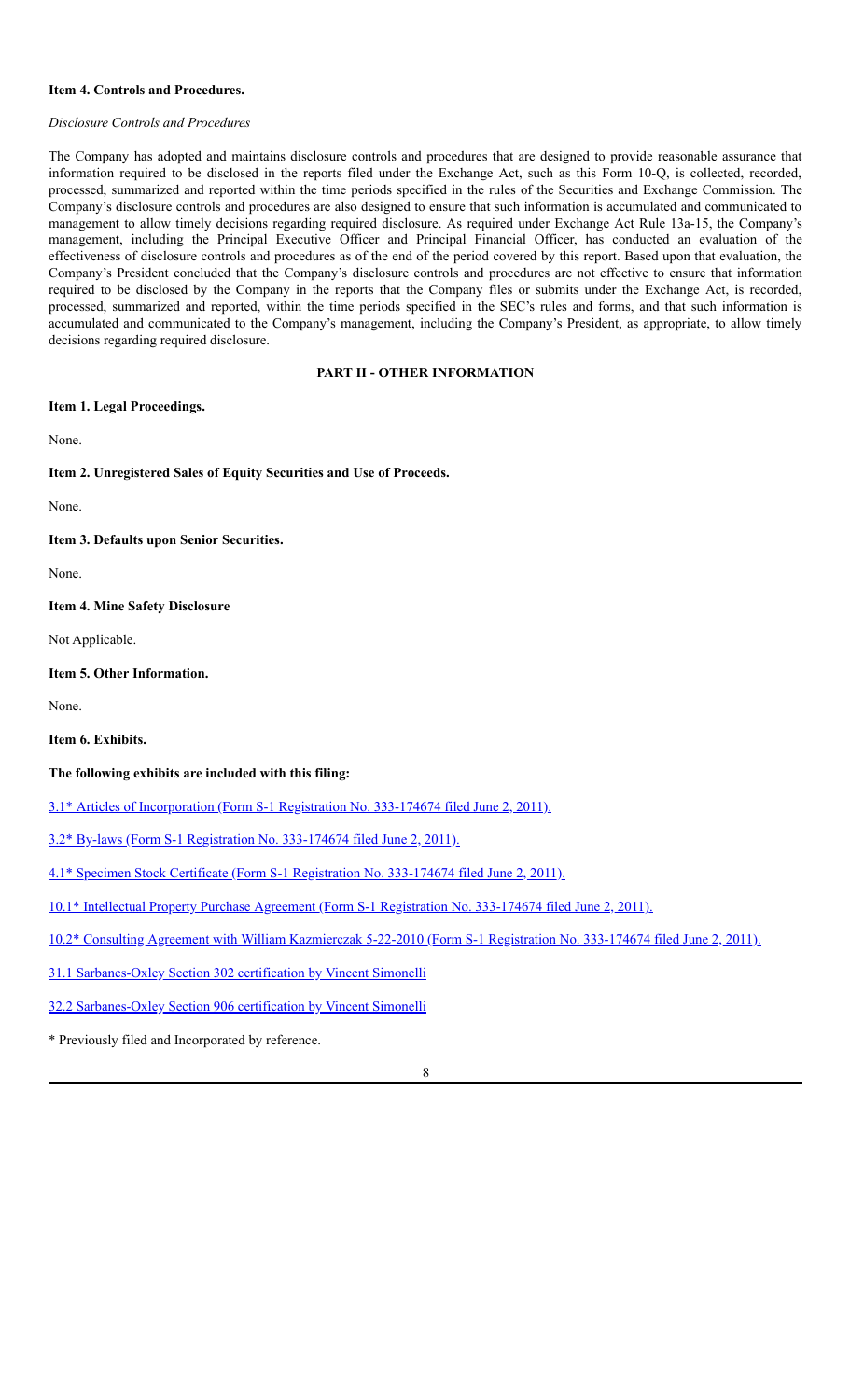**Item 4. Controls and Procedures.**

*Disclosure Controls and Procedures*

The Company has adopted and maintains disclosure controls and procedures that are designed to provide reasonable assurance that information required to be disclosed in the reports filed under the Exchange Act, such as this Form 10-Q, is collected, recorded, processed, summarized and reported within the time periods specified in the rules of the Securities and Exchange Commission. The Company's disclosure controls and procedures are also designed to ensure that such information is accumulated and communicated to management to allow timely decisions regarding required disclosure. As required under Exchange Act Rule 13a-15, the Company's management, including the Principal Executive Officer and Principal Financial Officer, has conducted an evaluation of the effectiveness of disclosure controls and procedures as of the end of the period covered by this report. Based upon that evaluation, the Company's President concluded that the Company's disclosure controls and procedures are not effective to ensure that information required to be disclosed by the Company in the reports that the Company files or submits under the Exchange Act, is recorded, processed, summarized and reported, within the time periods specified in the SEC's rules and forms, and that such information is accumulated and communicated to the Company's management, including the Company's President, as appropriate, to allow timely decisions regarding required disclosure.

## PART II - OTHER INFORMATION

**Item 1. Legal Proceedings.**

None.

**Item 2. Unregistered Sales of Equity Securities and Use of Proceeds.**

None.

**Item 3. Defaults upon Senior Securities.**

None.

**Item 4. Mine Safety Disclosure**

Not Applicable.

**Item 5. Other Information.**

None.

**Item 6. Exhibits.**

**The following exhibits are included with this filing:**

3.1* Articles of Incorporation (Form S-1 Registration No. 333-174674 filed June 2, 2011).

3.2* By-laws (Form S-1 Registration No. 333-174674 filed June 2, 2011).

4.1* Specimen Stock Certificate (Form S-1 Registration No. 333-174674 filed June 2, 2011).

10.1* Intellectual Property Purchase Agreement (Form S-1 Registration No. 333-174674 filed June 2, 2011).

10.2* Consulting Agreement with William Kazmierczak 5-22-2010 (Form S-1 Registration No. 333-174674 filed June 2, 2011).

31.1 Sarbanes-Oxley Section 302 certification by Vincent Simonelli

32.2 Sarbanes-Oxley Section 906 certification by Vincent Simonelli

* Previously filed and Incorporated by reference.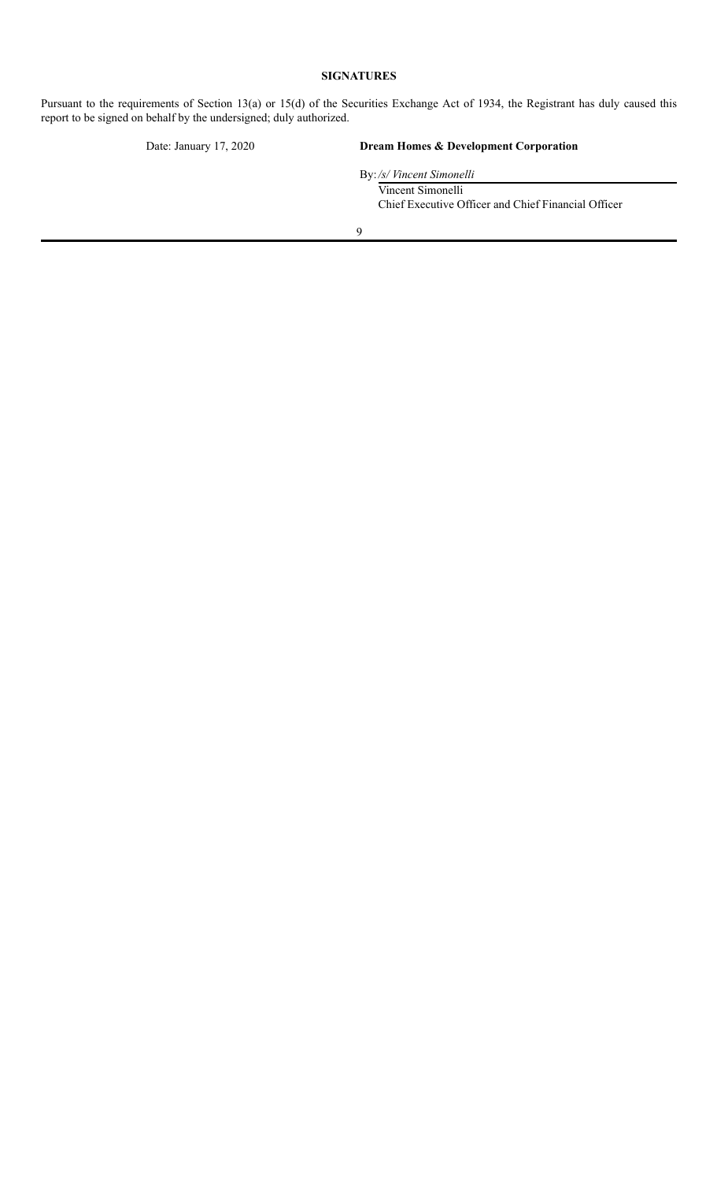**SIGNATURES**

Pursuant to the requirements of Section 13(a) or 15(d) of the Securities Exchange Act of 1934, the Registrant has duly caused this report to be signed on behalf by the undersigned; duly authorized.

| Date: January 17, 2020 | **Dream Homes & Development Corporation** |
|---|---|
| | By: */s/ Vincent Simonelli* |
| | Vincent Simonelli |
| | Chief Executive Officer and Chief Financial Officer |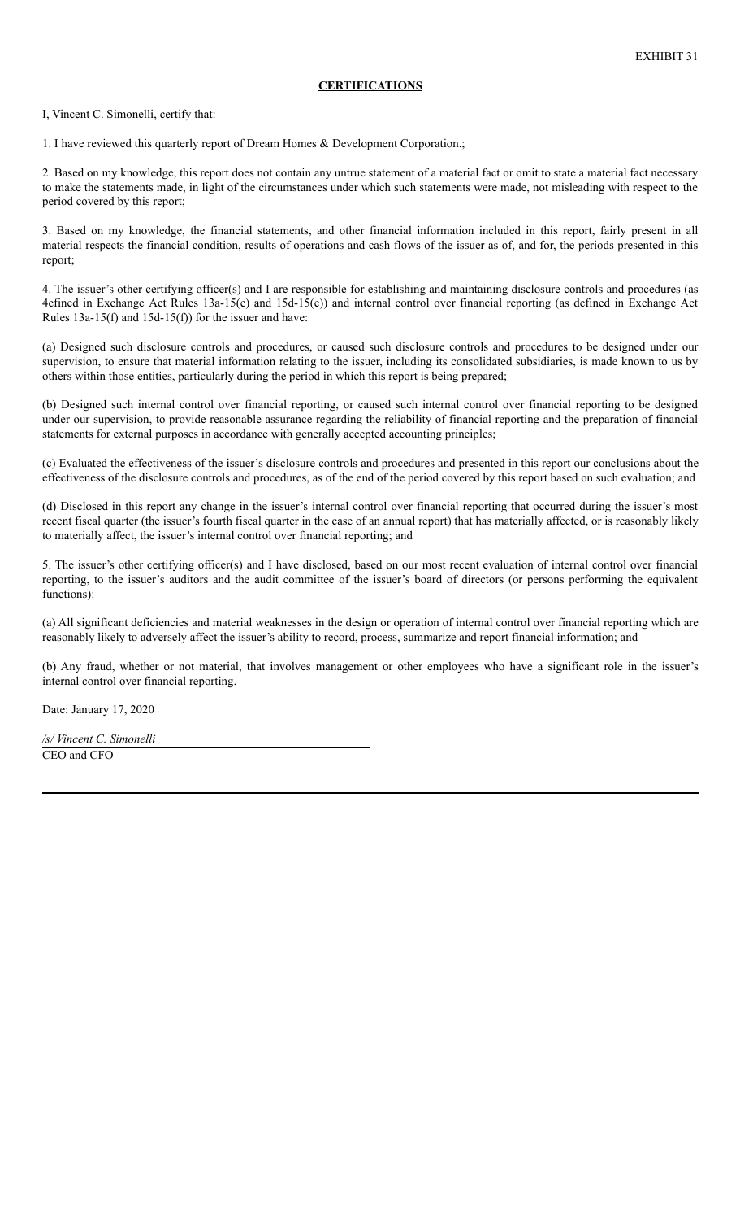EXHIBIT 31

**CERTIFICATIONS**

I, Vincent C. Simonelli, certify that:

1. I have reviewed this quarterly report of Dream Homes & Development Corporation.;

2. Based on my knowledge, this report does not contain any untrue statement of a material fact or omit to state a material fact necessary to make the statements made, in light of the circumstances under which such statements were made, not misleading with respect to the period covered by this report;

3. Based on my knowledge, the financial statements, and other financial information included in this report, fairly present in all material respects the financial condition, results of operations and cash flows of the issuer as of, and for, the periods presented in this report;

4. The issuer's other certifying officer(s) and I are responsible for establishing and maintaining disclosure controls and procedures (as 4efined in Exchange Act Rules 13a-15(e) and 15d-15(e)) and internal control over financial reporting (as defined in Exchange Act Rules 13a-15(f) and 15d-15(f)) for the issuer and have:

(a) Designed such disclosure controls and procedures, or caused such disclosure controls and procedures to be designed under our supervision, to ensure that material information relating to the issuer, including its consolidated subsidiaries, is made known to us by others within those entities, particularly during the period in which this report is being prepared;

(b) Designed such internal control over financial reporting, or caused such internal control over financial reporting to be designed under our supervision, to provide reasonable assurance regarding the reliability of financial reporting and the preparation of financial statements for external purposes in accordance with generally accepted accounting principles;

(c) Evaluated the effectiveness of the issuer's disclosure controls and procedures and presented in this report our conclusions about the effectiveness of the disclosure controls and procedures, as of the end of the period covered by this report based on such evaluation; and

(d) Disclosed in this report any change in the issuer's internal control over financial reporting that occurred during the issuer's most recent fiscal quarter (the issuer's fourth fiscal quarter in the case of an annual report) that has materially affected, or is reasonably likely to materially affect, the issuer's internal control over financial reporting; and

5. The issuer's other certifying officer(s) and I have disclosed, based on our most recent evaluation of internal control over financial reporting, to the issuer's auditors and the audit committee of the issuer's board of directors (or persons performing the equivalent functions):

(a) All significant deficiencies and material weaknesses in the design or operation of internal control over financial reporting which are reasonably likely to adversely affect the issuer's ability to record, process, summarize and report financial information; and

(b) Any fraud, whether or not material, that involves management or other employees who have a significant role in the issuer's internal control over financial reporting.

Date: January 17, 2020

*/s/ Vincent C. Simonelli*

CEO and CFO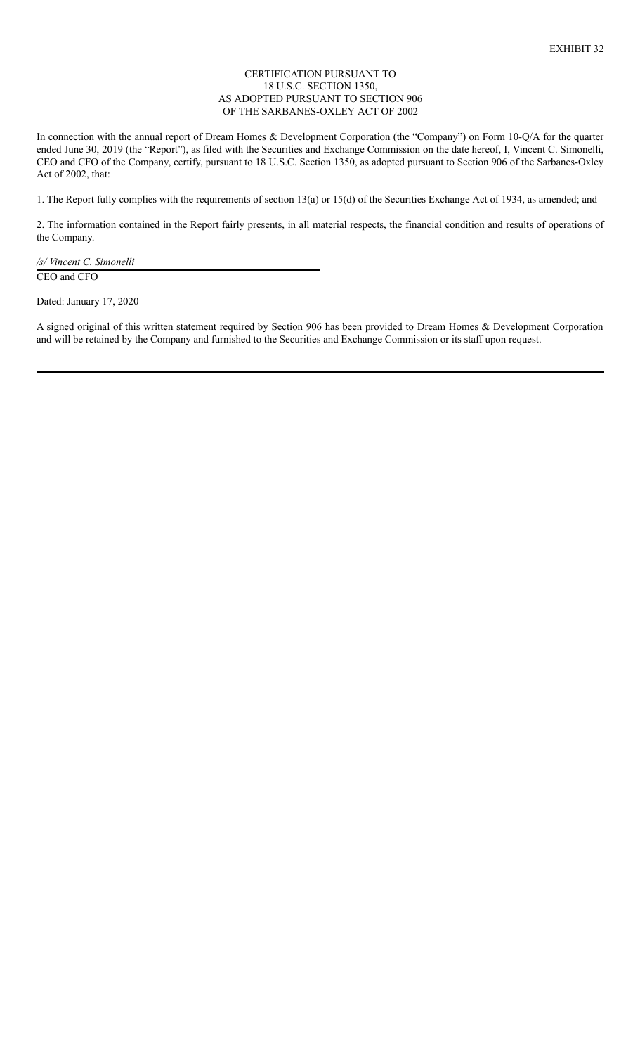EXHIBIT 32

CERTIFICATION PURSUANT TO
18 U.S.C. SECTION 1350,
AS ADOPTED PURSUANT TO SECTION 906
OF THE SARBANES-OXLEY ACT OF 2002

In connection with the annual report of Dream Homes & Development Corporation (the "Company") on Form 10-Q/A for the quarter ended June 30, 2019 (the "Report"), as filed with the Securities and Exchange Commission on the date hereof, I, Vincent C. Simonelli, CEO and CFO of the Company, certify, pursuant to 18 U.S.C. Section 1350, as adopted pursuant to Section 906 of the Sarbanes-Oxley Act of 2002, that:

1. The Report fully complies with the requirements of section 13(a) or 15(d) of the Securities Exchange Act of 1934, as amended; and

2. The information contained in the Report fairly presents, in all material respects, the financial condition and results of operations of the Company.

*/s/ Vincent C. Simonelli*
CEO and CFO

Dated: January 17, 2020

A signed original of this written statement required by Section 906 has been provided to Dream Homes & Development Corporation and will be retained by the Company and furnished to the Securities and Exchange Commission or its staff upon request.